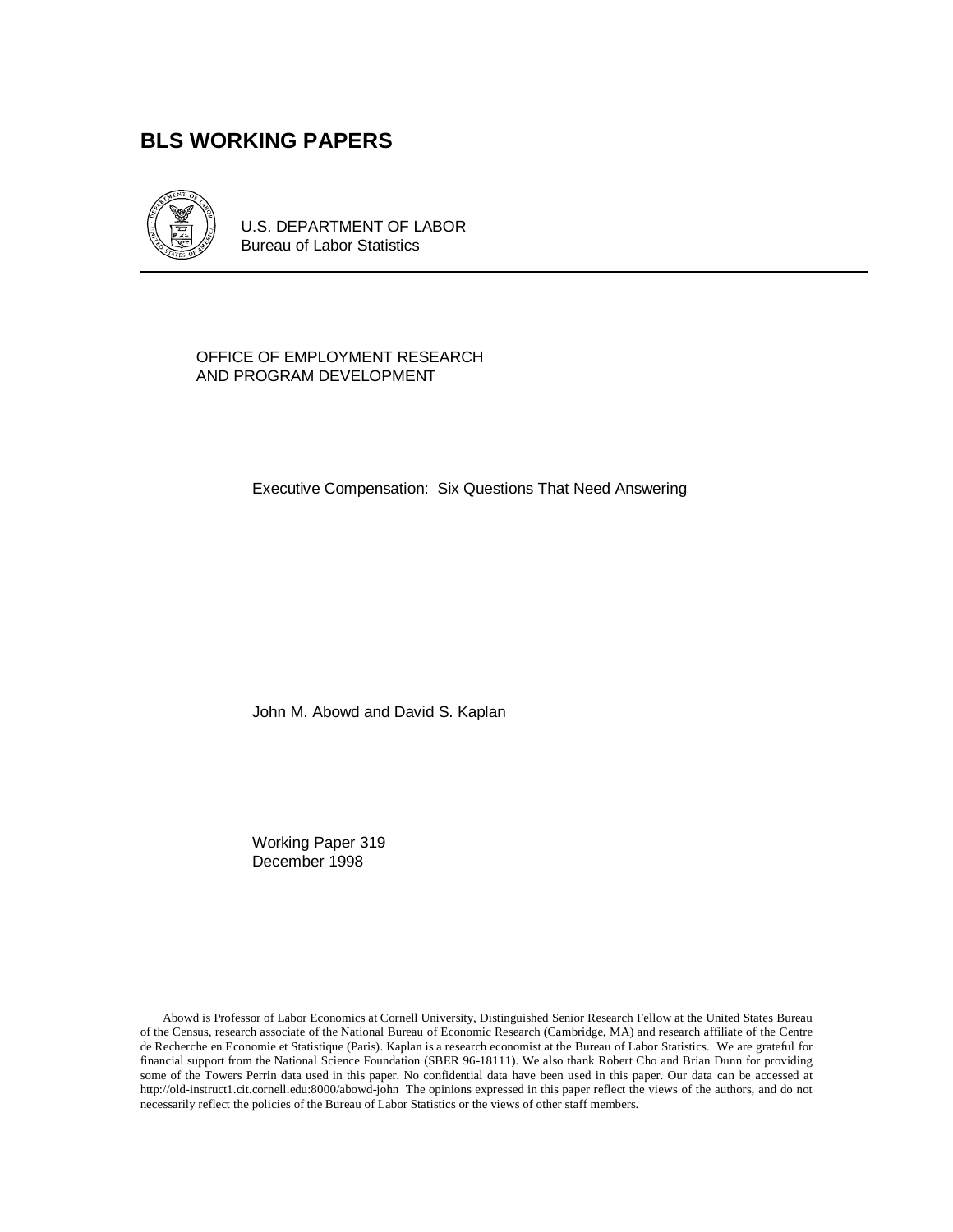# BLS WORKING PAPERS

U.S. DEPARTMENT OF LABOR
Bureau of Labor Statistics

OFFICE OF EMPLOYMENT RESEARCH
AND PROGRAM DEVELOPMENT

## Executive Compensation: Six Questions That Need Answering

John M. Abowd and David S. Kaplan

Working Paper 319
December 1998

---

Abowd is Professor of Labor Economics at Cornell University, Distinguished Senior Research Fellow at the United States Bureau of the Census, research associate of the National Bureau of Economic Research (Cambridge, MA) and research affiliate of the Centre de Recherche en Economie et Statistique (Paris). Kaplan is a research economist at the Bureau of Labor Statistics. We are grateful for financial support from the National Science Foundation (SBER 96-18111). We also thank Robert Cho and Brian Dunn for providing some of the Towers Perrin data used in this paper. No confidential data have been used in this paper. Our data can be accessed at http://old-instruct1.cit.cornell.edu:8000/abowd-john The opinions expressed in this paper reflect the views of the authors, and do not necessarily reflect the policies of the Bureau of Labor Statistics or the views of other staff members.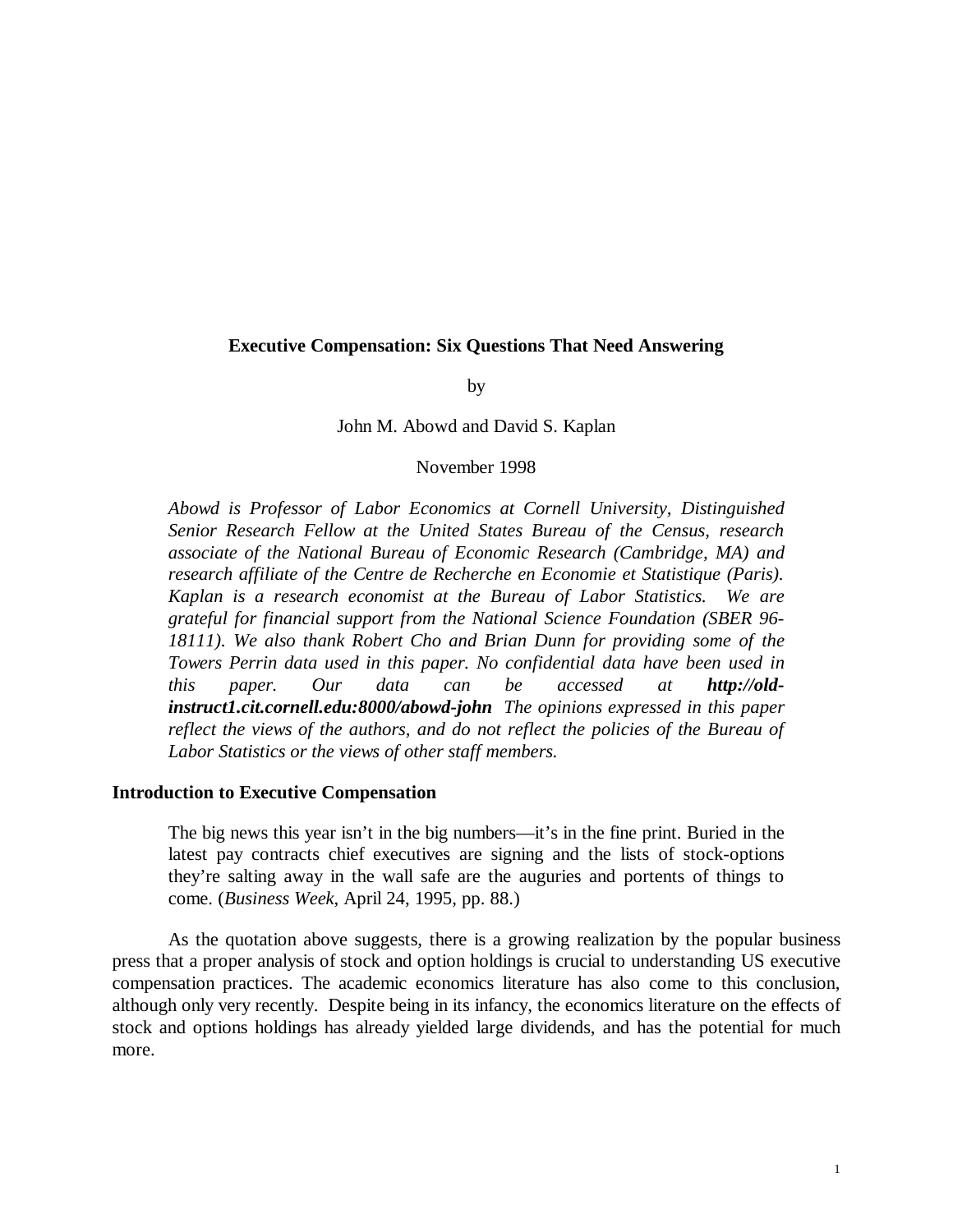**Executive Compensation: Six Questions That Need Answering**

by

John M. Abowd and David S. Kaplan

November 1998

*Abowd is Professor of Labor Economics at Cornell University, Distinguished Senior Research Fellow at the United States Bureau of the Census, research associate of the National Bureau of Economic Research (Cambridge, MA) and research affiliate of the Centre de Recherche en Economie et Statistique (Paris). Kaplan is a research economist at the Bureau of Labor Statistics. We are grateful for financial support from the National Science Foundation (SBER 96-18111). We also thank Robert Cho and Brian Dunn for providing some of the Towers Perrin data used in this paper. No confidential data have been used in this paper. Our data can be accessed at* ***http://old-instruct1.cit.cornell.edu:8000/abowd-john*** *The opinions expressed in this paper reflect the views of the authors, and do not reflect the policies of the Bureau of Labor Statistics or the views of other staff members.*

## Introduction to Executive Compensation

> The big news this year isn't in the big numbers—it's in the fine print. Buried in the latest pay contracts chief executives are signing and the lists of stock-options they're salting away in the wall safe are the auguries and portents of things to come. (*Business Week*, April 24, 1995, pp. 88.)

As the quotation above suggests, there is a growing realization by the popular business press that a proper analysis of stock and option holdings is crucial to understanding US executive compensation practices. The academic economics literature has also come to this conclusion, although only very recently. Despite being in its infancy, the economics literature on the effects of stock and options holdings has already yielded large dividends, and has the potential for much more.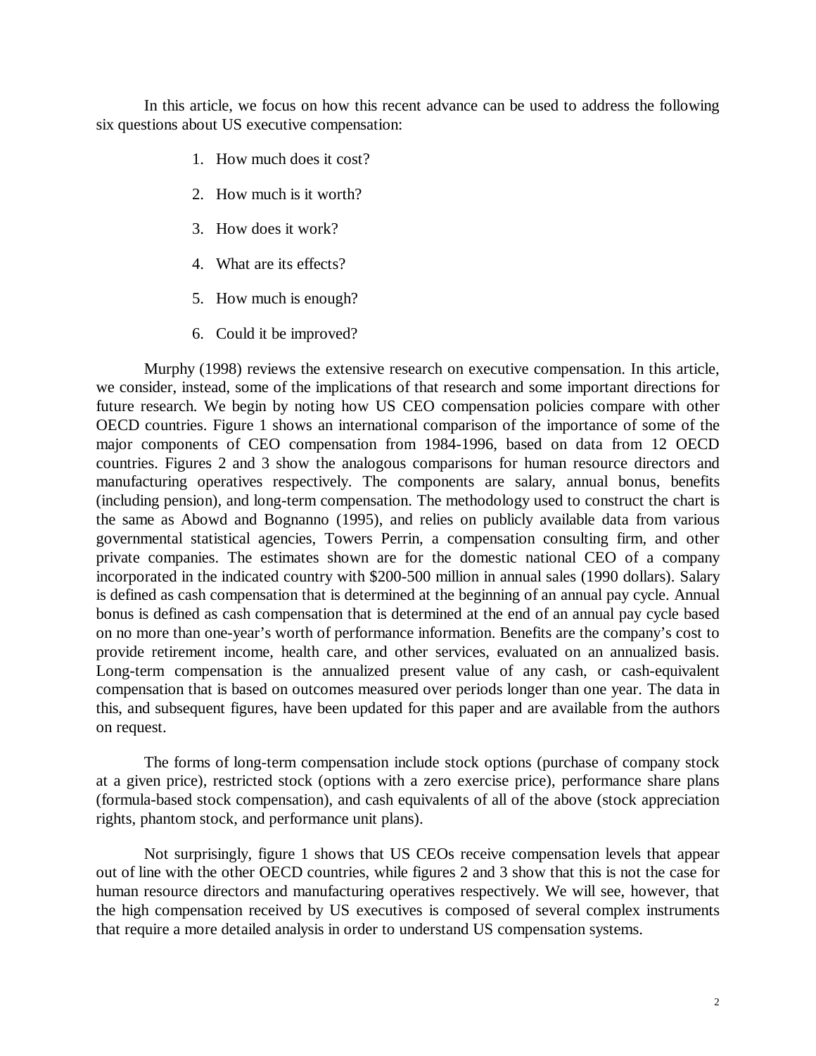In this article, we focus on how this recent advance can be used to address the following six questions about US executive compensation:

1. How much does it cost?
2. How much is it worth?
3. How does it work?
4. What are its effects?
5. How much is enough?
6. Could it be improved?

Murphy (1998) reviews the extensive research on executive compensation. In this article, we consider, instead, some of the implications of that research and some important directions for future research. We begin by noting how US CEO compensation policies compare with other OECD countries. Figure 1 shows an international comparison of the importance of some of the major components of CEO compensation from 1984-1996, based on data from 12 OECD countries. Figures 2 and 3 show the analogous comparisons for human resource directors and manufacturing operatives respectively. The components are salary, annual bonus, benefits (including pension), and long-term compensation. The methodology used to construct the chart is the same as Abowd and Bognanno (1995), and relies on publicly available data from various governmental statistical agencies, Towers Perrin, a compensation consulting firm, and other private companies. The estimates shown are for the domestic national CEO of a company incorporated in the indicated country with $200-500 million in annual sales (1990 dollars). Salary is defined as cash compensation that is determined at the beginning of an annual pay cycle. Annual bonus is defined as cash compensation that is determined at the end of an annual pay cycle based on no more than one-year's worth of performance information. Benefits are the company's cost to provide retirement income, health care, and other services, evaluated on an annualized basis. Long-term compensation is the annualized present value of any cash, or cash-equivalent compensation that is based on outcomes measured over periods longer than one year. The data in this, and subsequent figures, have been updated for this paper and are available from the authors on request.

The forms of long-term compensation include stock options (purchase of company stock at a given price), restricted stock (options with a zero exercise price), performance share plans (formula-based stock compensation), and cash equivalents of all of the above (stock appreciation rights, phantom stock, and performance unit plans).

Not surprisingly, figure 1 shows that US CEOs receive compensation levels that appear out of line with the other OECD countries, while figures 2 and 3 show that this is not the case for human resource directors and manufacturing operatives respectively. We will see, however, that the high compensation received by US executives is composed of several complex instruments that require a more detailed analysis in order to understand US compensation systems.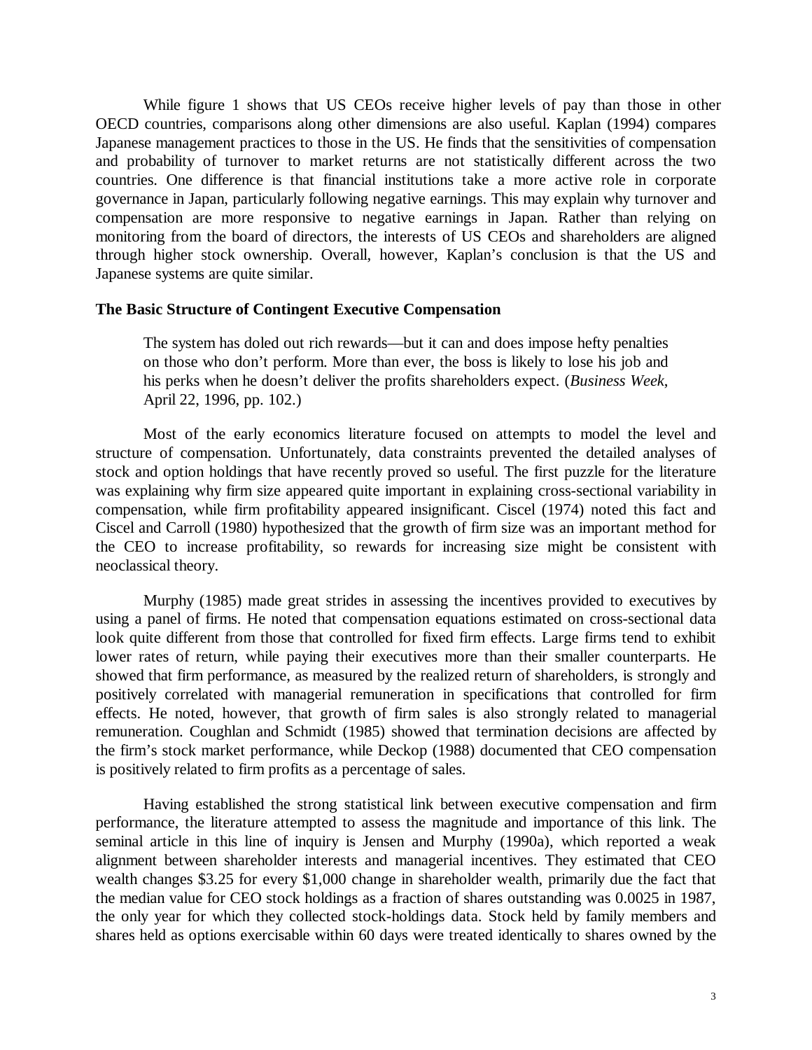While figure 1 shows that US CEOs receive higher levels of pay than those in other OECD countries, comparisons along other dimensions are also useful. Kaplan (1994) compares Japanese management practices to those in the US. He finds that the sensitivities of compensation and probability of turnover to market returns are not statistically different across the two countries. One difference is that financial institutions take a more active role in corporate governance in Japan, particularly following negative earnings. This may explain why turnover and compensation are more responsive to negative earnings in Japan. Rather than relying on monitoring from the board of directors, the interests of US CEOs and shareholders are aligned through higher stock ownership. Overall, however, Kaplan's conclusion is that the US and Japanese systems are quite similar.

**The Basic Structure of Contingent Executive Compensation**

> The system has doled out rich rewards—but it can and does impose hefty penalties on those who don't perform. More than ever, the boss is likely to lose his job and his perks when he doesn't deliver the profits shareholders expect. (*Business Week*, April 22, 1996, pp. 102.)

Most of the early economics literature focused on attempts to model the level and structure of compensation. Unfortunately, data constraints prevented the detailed analyses of stock and option holdings that have recently proved so useful. The first puzzle for the literature was explaining why firm size appeared quite important in explaining cross-sectional variability in compensation, while firm profitability appeared insignificant. Ciscel (1974) noted this fact and Ciscel and Carroll (1980) hypothesized that the growth of firm size was an important method for the CEO to increase profitability, so rewards for increasing size might be consistent with neoclassical theory.

Murphy (1985) made great strides in assessing the incentives provided to executives by using a panel of firms. He noted that compensation equations estimated on cross-sectional data look quite different from those that controlled for fixed firm effects. Large firms tend to exhibit lower rates of return, while paying their executives more than their smaller counterparts. He showed that firm performance, as measured by the realized return of shareholders, is strongly and positively correlated with managerial remuneration in specifications that controlled for firm effects. He noted, however, that growth of firm sales is also strongly related to managerial remuneration. Coughlan and Schmidt (1985) showed that termination decisions are affected by the firm's stock market performance, while Deckop (1988) documented that CEO compensation is positively related to firm profits as a percentage of sales.

Having established the strong statistical link between executive compensation and firm performance, the literature attempted to assess the magnitude and importance of this link. The seminal article in this line of inquiry is Jensen and Murphy (1990a), which reported a weak alignment between shareholder interests and managerial incentives. They estimated that CEO wealth changes $3.25 for every $1,000 change in shareholder wealth, primarily due the fact that the median value for CEO stock holdings as a fraction of shares outstanding was 0.0025 in 1987, the only year for which they collected stock-holdings data. Stock held by family members and shares held as options exercisable within 60 days were treated identically to shares owned by the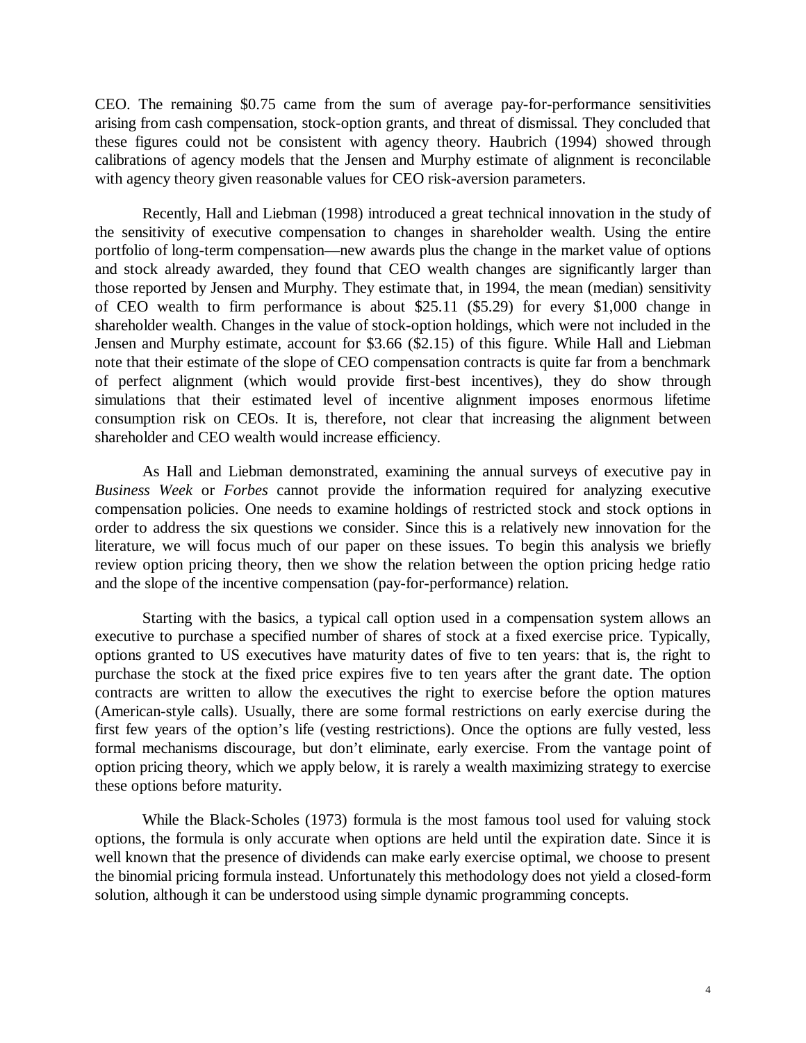CEO. The remaining $0.75 came from the sum of average pay-for-performance sensitivities arising from cash compensation, stock-option grants, and threat of dismissal. They concluded that these figures could not be consistent with agency theory. Haubrich (1994) showed through calibrations of agency models that the Jensen and Murphy estimate of alignment is reconcilable with agency theory given reasonable values for CEO risk-aversion parameters.

Recently, Hall and Liebman (1998) introduced a great technical innovation in the study of the sensitivity of executive compensation to changes in shareholder wealth. Using the entire portfolio of long-term compensation—new awards plus the change in the market value of options and stock already awarded, they found that CEO wealth changes are significantly larger than those reported by Jensen and Murphy. They estimate that, in 1994, the mean (median) sensitivity of CEO wealth to firm performance is about $25.11 ($5.29) for every $1,000 change in shareholder wealth. Changes in the value of stock-option holdings, which were not included in the Jensen and Murphy estimate, account for $3.66 ($2.15) of this figure. While Hall and Liebman note that their estimate of the slope of CEO compensation contracts is quite far from a benchmark of perfect alignment (which would provide first-best incentives), they do show through simulations that their estimated level of incentive alignment imposes enormous lifetime consumption risk on CEOs. It is, therefore, not clear that increasing the alignment between shareholder and CEO wealth would increase efficiency.

As Hall and Liebman demonstrated, examining the annual surveys of executive pay in *Business Week* or *Forbes* cannot provide the information required for analyzing executive compensation policies. One needs to examine holdings of restricted stock and stock options in order to address the six questions we consider. Since this is a relatively new innovation for the literature, we will focus much of our paper on these issues. To begin this analysis we briefly review option pricing theory, then we show the relation between the option pricing hedge ratio and the slope of the incentive compensation (pay-for-performance) relation.

Starting with the basics, a typical call option used in a compensation system allows an executive to purchase a specified number of shares of stock at a fixed exercise price. Typically, options granted to US executives have maturity dates of five to ten years: that is, the right to purchase the stock at the fixed price expires five to ten years after the grant date. The option contracts are written to allow the executives the right to exercise before the option matures (American-style calls). Usually, there are some formal restrictions on early exercise during the first few years of the option's life (vesting restrictions). Once the options are fully vested, less formal mechanisms discourage, but don't eliminate, early exercise. From the vantage point of option pricing theory, which we apply below, it is rarely a wealth maximizing strategy to exercise these options before maturity.

While the Black-Scholes (1973) formula is the most famous tool used for valuing stock options, the formula is only accurate when options are held until the expiration date. Since it is well known that the presence of dividends can make early exercise optimal, we choose to present the binomial pricing formula instead. Unfortunately this methodology does not yield a closed-form solution, although it can be understood using simple dynamic programming concepts.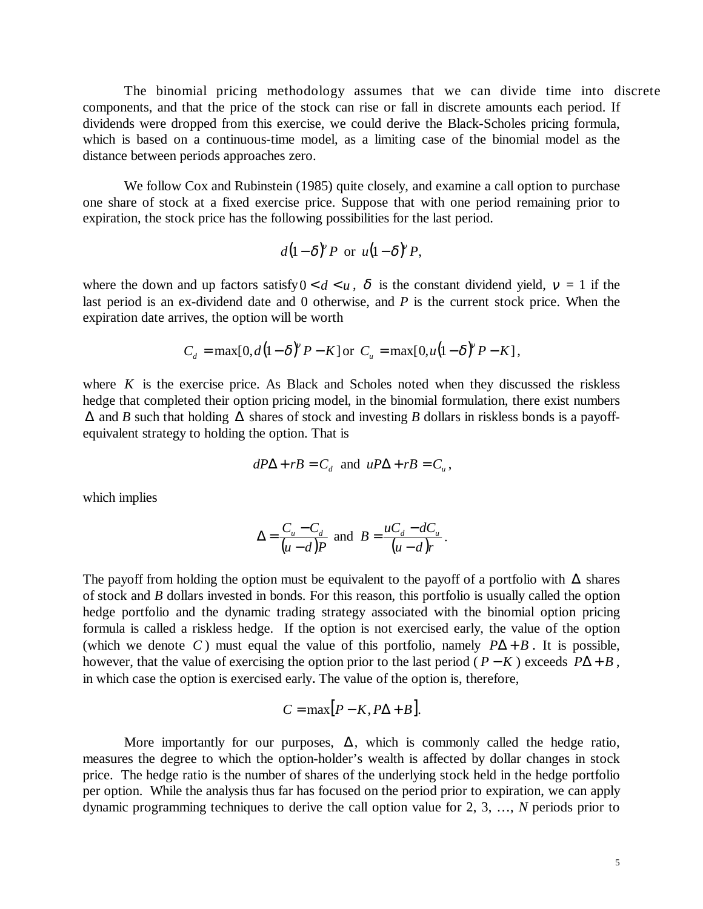The binomial pricing methodology assumes that we can divide time into discrete components, and that the price of the stock can rise or fall in discrete amounts each period. If dividends were dropped from this exercise, we could derive the Black-Scholes pricing formula, which is based on a continuous-time model, as a limiting case of the binomial model as the distance between periods approaches zero.

We follow Cox and Rubinstein (1985) quite closely, and examine a call option to purchase one share of stock at a fixed exercise price. Suppose that with one period remaining prior to expiration, the stock price has the following possibilities for the last period.

$$d(1-\delta)^{\nu} P \text{ or } u(1-\delta)^{\nu} P,$$

where the down and up factors satisfy $0 < d < u$, $\delta$ is the constant dividend yield, $\nu = 1$ if the last period is an ex-dividend date and 0 otherwise, and $P$ is the current stock price. When the expiration date arrives, the option will be worth

$$C_d = \max[0, d(1-\delta)^{\nu} P - K] \text{ or } C_u = \max[0, u(1-\delta)^{\nu} P - K],$$

where $K$ is the exercise price. As Black and Scholes noted when they discussed the riskless hedge that completed their option pricing model, in the binomial formulation, there exist numbers $\Delta$ and $B$ such that holding $\Delta$ shares of stock and investing $B$ dollars in riskless bonds is a payoff-equivalent strategy to holding the option. That is

$$dP\Delta + rB = C_d \text{ and } uP\Delta + rB = C_u,$$

which implies

$$\Delta = \frac{C_u - C_d}{(u-d)P} \text{ and } B = \frac{uC_d - dC_u}{(u-d)r}.$$

The payoff from holding the option must be equivalent to the payoff of a portfolio with $\Delta$ shares of stock and $B$ dollars invested in bonds. For this reason, this portfolio is usually called the option hedge portfolio and the dynamic trading strategy associated with the binomial option pricing formula is called a riskless hedge. If the option is not exercised early, the value of the option (which we denote $C$) must equal the value of this portfolio, namely $P\Delta + B$. It is possible, however, that the value of exercising the option prior to the last period ($P - K$) exceeds $P\Delta + B$, in which case the option is exercised early. The value of the option is, therefore,

$$C = \max[P - K, P\Delta + B].$$

More importantly for our purposes, $\Delta$, which is commonly called the hedge ratio, measures the degree to which the option-holder's wealth is affected by dollar changes in stock price. The hedge ratio is the number of shares of the underlying stock held in the hedge portfolio per option. While the analysis thus far has focused on the period prior to expiration, we can apply dynamic programming techniques to derive the call option value for 2, 3, …, $N$ periods prior to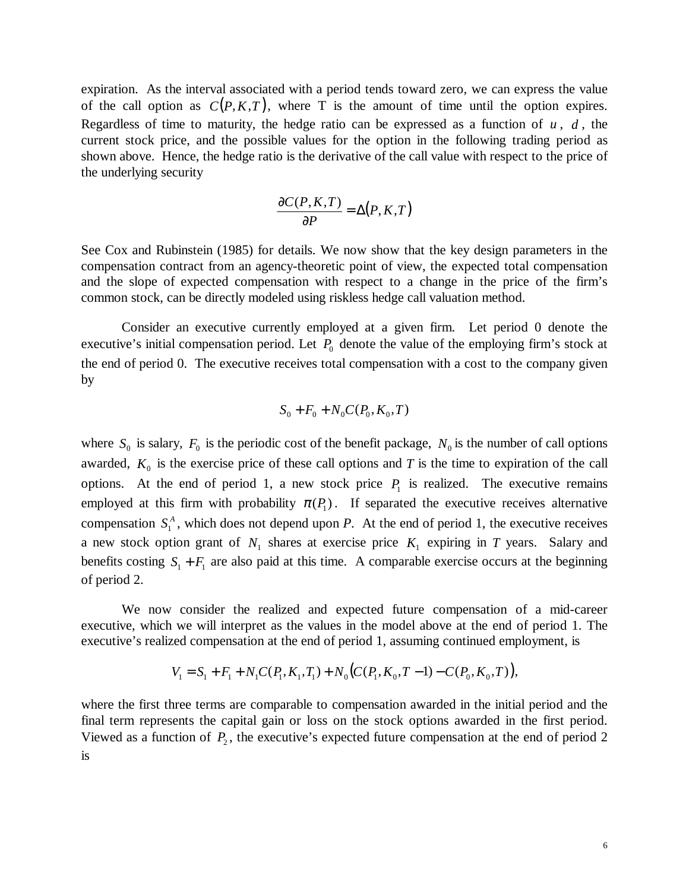expiration. As the interval associated with a period tends toward zero, we can express the value of the call option as $C(P,K,T)$, where T is the amount of time until the option expires. Regardless of time to maturity, the hedge ratio can be expressed as a function of $u$, $d$, the current stock price, and the possible values for the option in the following trading period as shown above. Hence, the hedge ratio is the derivative of the call value with respect to the price of the underlying security

$$\frac{\partial C(P,K,T)}{\partial P} = \Delta(P,K,T)$$

See Cox and Rubinstein (1985) for details. We now show that the key design parameters in the compensation contract from an agency-theoretic point of view, the expected total compensation and the slope of expected compensation with respect to a change in the price of the firm's common stock, can be directly modeled using riskless hedge call valuation method.

Consider an executive currently employed at a given firm. Let period 0 denote the executive's initial compensation period. Let $P_0$ denote the value of the employing firm's stock at the end of period 0. The executive receives total compensation with a cost to the company given by

$$S_0 + F_0 + N_0 C(P_0, K_0, T)$$

where $S_0$ is salary, $F_0$ is the periodic cost of the benefit package, $N_0$ is the number of call options awarded, $K_0$ is the exercise price of these call options and $T$ is the time to expiration of the call options. At the end of period 1, a new stock price $P_1$ is realized. The executive remains employed at this firm with probability $\pi(P_1)$. If separated the executive receives alternative compensation $S_1^A$, which does not depend upon $P$. At the end of period 1, the executive receives a new stock option grant of $N_1$ shares at exercise price $K_1$ expiring in $T$ years. Salary and benefits costing $S_1 + F_1$ are also paid at this time. A comparable exercise occurs at the beginning of period 2.

We now consider the realized and expected future compensation of a mid-career executive, which we will interpret as the values in the model above at the end of period 1. The executive's realized compensation at the end of period 1, assuming continued employment, is

$$V_1 = S_1 + F_1 + N_1 C(P_1, K_1, T_1) + N_0\big(C(P_1, K_0, T-1) - C(P_0, K_0, T)\big),$$

where the first three terms are comparable to compensation awarded in the initial period and the final term represents the capital gain or loss on the stock options awarded in the first period. Viewed as a function of $P_2$, the executive's expected future compensation at the end of period 2 is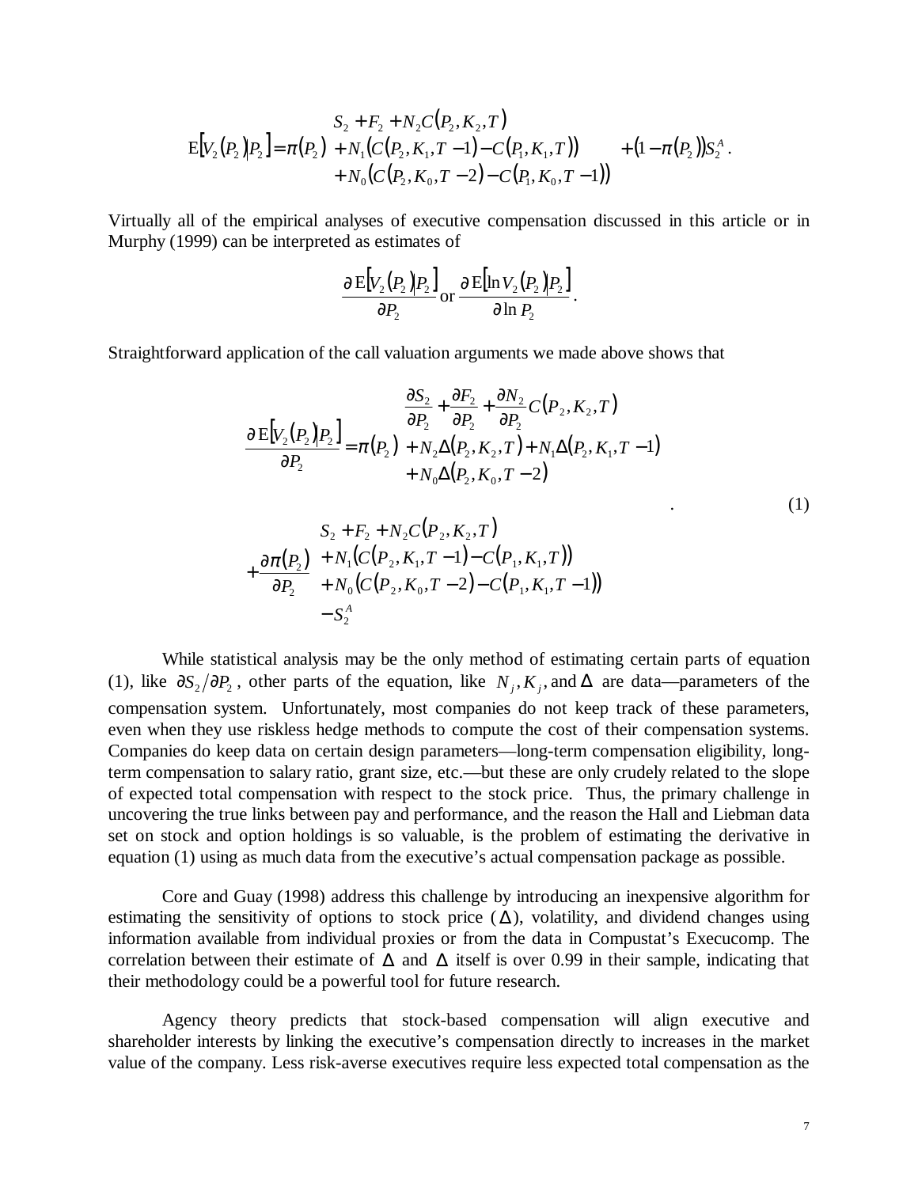$$\mathrm{E}\left[V_2(P_2)\middle|P_2\right] = \pi(P_2)\begin{array}{l} S_2 + F_2 + N_2 C(P_2, K_2, T) \\ + N_1\left(C(P_2, K_1, T-1) - C(P_1, K_1, T)\right) \\ + N_0\left(C(P_2, K_0, T-2) - C(P_1, K_0, T-1)\right) \end{array} + \left(1 - \pi(P_2)\right)S_2^A .$$

Virtually all of the empirical analyses of executive compensation discussed in this article or in Murphy (1999) can be interpreted as estimates of

$$\frac{\partial\,\mathrm{E}\left[V_2(P_2)\middle|P_2\right]}{\partial P_2} \text{ or } \frac{\partial\,\mathrm{E}\left[\ln V_2(P_2)\middle|P_2\right]}{\partial \ln P_2}.$$

Straightforward application of the call valuation arguments we made above shows that

$$\begin{array}{l} \dfrac{\partial\,\mathrm{E}\left[V_2(P_2)\middle|P_2\right]}{\partial P_2} = \pi(P_2)\begin{array}{l} \dfrac{\partial S_2}{\partial P_2} + \dfrac{\partial F_2}{\partial P_2} + \dfrac{\partial N_2}{\partial P_2}C(P_2, K_2, T) \\ + N_2\Delta(P_2, K_2, T) + N_1\Delta(P_2, K_1, T-1) \\ + N_0\Delta(P_2, K_0, T-2) \end{array} \\ \\ \quad + \dfrac{\partial \pi(P_2)}{\partial P_2}\begin{array}{l} S_2 + F_2 + N_2 C(P_2, K_2, T) \\ + N_1\left(C(P_2, K_1, T-1) - C(P_1, K_1, T)\right) \\ + N_0\left(C(P_2, K_0, T-2) - C(P_1, K_1, T-1)\right) \\ - S_2^A \end{array} \end{array} . \qquad (1)$$

While statistical analysis may be the only method of estimating certain parts of equation (1), like $\partial S_2 / \partial P_2$, other parts of the equation, like $N_j, K_j,$ and $\Delta$ are data—parameters of the compensation system. Unfortunately, most companies do not keep track of these parameters, even when they use riskless hedge methods to compute the cost of their compensation systems. Companies do keep data on certain design parameters—long-term compensation eligibility, long-term compensation to salary ratio, grant size, etc.—but these are only crudely related to the slope of expected total compensation with respect to the stock price. Thus, the primary challenge in uncovering the true links between pay and performance, and the reason the Hall and Liebman data set on stock and option holdings is so valuable, is the problem of estimating the derivative in equation (1) using as much data from the executive's actual compensation package as possible.

Core and Guay (1998) address this challenge by introducing an inexpensive algorithm for estimating the sensitivity of options to stock price ($\Delta$), volatility, and dividend changes using information available from individual proxies or from the data in Compustat's Execucomp. The correlation between their estimate of $\Delta$ and $\Delta$ itself is over 0.99 in their sample, indicating that their methodology could be a powerful tool for future research.

Agency theory predicts that stock-based compensation will align executive and shareholder interests by linking the executive's compensation directly to increases in the market value of the company. Less risk-averse executives require less expected total compensation as the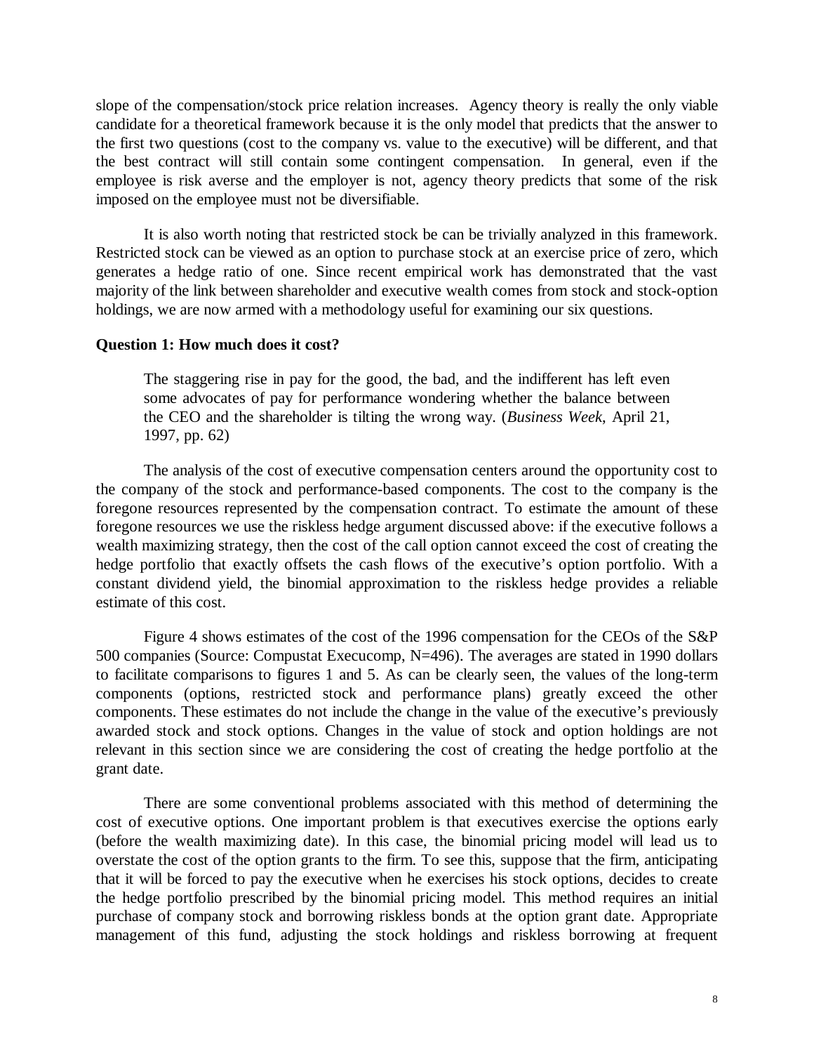slope of the compensation/stock price relation increases. Agency theory is really the only viable candidate for a theoretical framework because it is the only model that predicts that the answer to the first two questions (cost to the company vs. value to the executive) will be different, and that the best contract will still contain some contingent compensation. In general, even if the employee is risk averse and the employer is not, agency theory predicts that some of the risk imposed on the employee must not be diversifiable.

It is also worth noting that restricted stock be can be trivially analyzed in this framework. Restricted stock can be viewed as an option to purchase stock at an exercise price of zero, which generates a hedge ratio of one. Since recent empirical work has demonstrated that the vast majority of the link between shareholder and executive wealth comes from stock and stock-option holdings, we are now armed with a methodology useful for examining our six questions.

**Question 1: How much does it cost?**

> The staggering rise in pay for the good, the bad, and the indifferent has left even some advocates of pay for performance wondering whether the balance between the CEO and the shareholder is tilting the wrong way. (*Business Week*, April 21, 1997, pp. 62)

The analysis of the cost of executive compensation centers around the opportunity cost to the company of the stock and performance-based components. The cost to the company is the foregone resources represented by the compensation contract. To estimate the amount of these foregone resources we use the riskless hedge argument discussed above: if the executive follows a wealth maximizing strategy, then the cost of the call option cannot exceed the cost of creating the hedge portfolio that exactly offsets the cash flows of the executive's option portfolio. With a constant dividend yield, the binomial approximation to the riskless hedge provides a reliable estimate of this cost.

Figure 4 shows estimates of the cost of the 1996 compensation for the CEOs of the S&P 500 companies (Source: Compustat Execucomp, N=496). The averages are stated in 1990 dollars to facilitate comparisons to figures 1 and 5. As can be clearly seen, the values of the long-term components (options, restricted stock and performance plans) greatly exceed the other components. These estimates do not include the change in the value of the executive's previously awarded stock and stock options. Changes in the value of stock and option holdings are not relevant in this section since we are considering the cost of creating the hedge portfolio at the grant date.

There are some conventional problems associated with this method of determining the cost of executive options. One important problem is that executives exercise the options early (before the wealth maximizing date). In this case, the binomial pricing model will lead us to overstate the cost of the option grants to the firm. To see this, suppose that the firm, anticipating that it will be forced to pay the executive when he exercises his stock options, decides to create the hedge portfolio prescribed by the binomial pricing model. This method requires an initial purchase of company stock and borrowing riskless bonds at the option grant date. Appropriate management of this fund, adjusting the stock holdings and riskless borrowing at frequent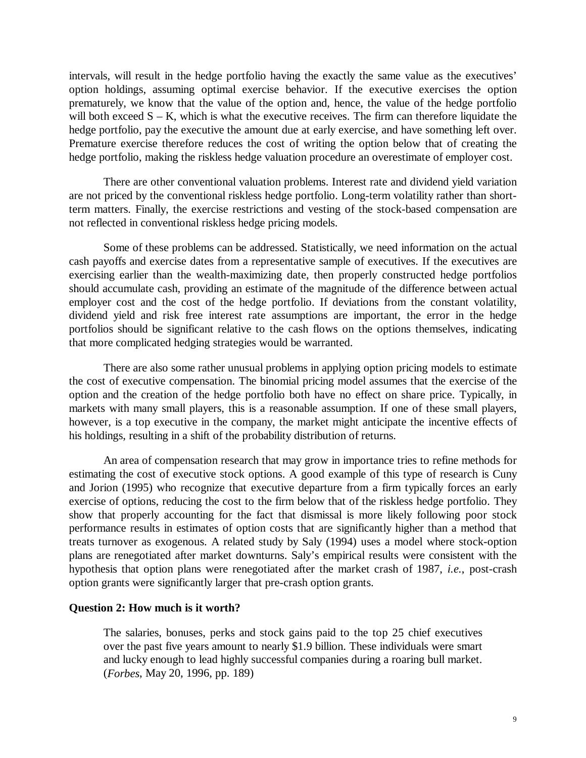intervals, will result in the hedge portfolio having the exactly the same value as the executives' option holdings, assuming optimal exercise behavior. If the executive exercises the option prematurely, we know that the value of the option and, hence, the value of the hedge portfolio will both exceed $S - K$, which is what the executive receives. The firm can therefore liquidate the hedge portfolio, pay the executive the amount due at early exercise, and have something left over. Premature exercise therefore reduces the cost of writing the option below that of creating the hedge portfolio, making the riskless hedge valuation procedure an overestimate of employer cost.

There are other conventional valuation problems. Interest rate and dividend yield variation are not priced by the conventional riskless hedge portfolio. Long-term volatility rather than short-term matters. Finally, the exercise restrictions and vesting of the stock-based compensation are not reflected in conventional riskless hedge pricing models.

Some of these problems can be addressed. Statistically, we need information on the actual cash payoffs and exercise dates from a representative sample of executives. If the executives are exercising earlier than the wealth-maximizing date, then properly constructed hedge portfolios should accumulate cash, providing an estimate of the magnitude of the difference between actual employer cost and the cost of the hedge portfolio. If deviations from the constant volatility, dividend yield and risk free interest rate assumptions are important, the error in the hedge portfolios should be significant relative to the cash flows on the options themselves, indicating that more complicated hedging strategies would be warranted.

There are also some rather unusual problems in applying option pricing models to estimate the cost of executive compensation. The binomial pricing model assumes that the exercise of the option and the creation of the hedge portfolio both have no effect on share price. Typically, in markets with many small players, this is a reasonable assumption. If one of these small players, however, is a top executive in the company, the market might anticipate the incentive effects of his holdings, resulting in a shift of the probability distribution of returns.

An area of compensation research that may grow in importance tries to refine methods for estimating the cost of executive stock options. A good example of this type of research is Cuny and Jorion (1995) who recognize that executive departure from a firm typically forces an early exercise of options, reducing the cost to the firm below that of the riskless hedge portfolio. They show that properly accounting for the fact that dismissal is more likely following poor stock performance results in estimates of option costs that are significantly higher than a method that treats turnover as exogenous. A related study by Saly (1994) uses a model where stock-option plans are renegotiated after market downturns. Saly's empirical results were consistent with the hypothesis that option plans were renegotiated after the market crash of 1987, *i.e.*, post-crash option grants were significantly larger that pre-crash option grants.

**Question 2: How much is it worth?**

> The salaries, bonuses, perks and stock gains paid to the top 25 chief executives over the past five years amount to nearly $1.9 billion. These individuals were smart and lucky enough to lead highly successful companies during a roaring bull market. (*Forbes*, May 20, 1996, pp. 189)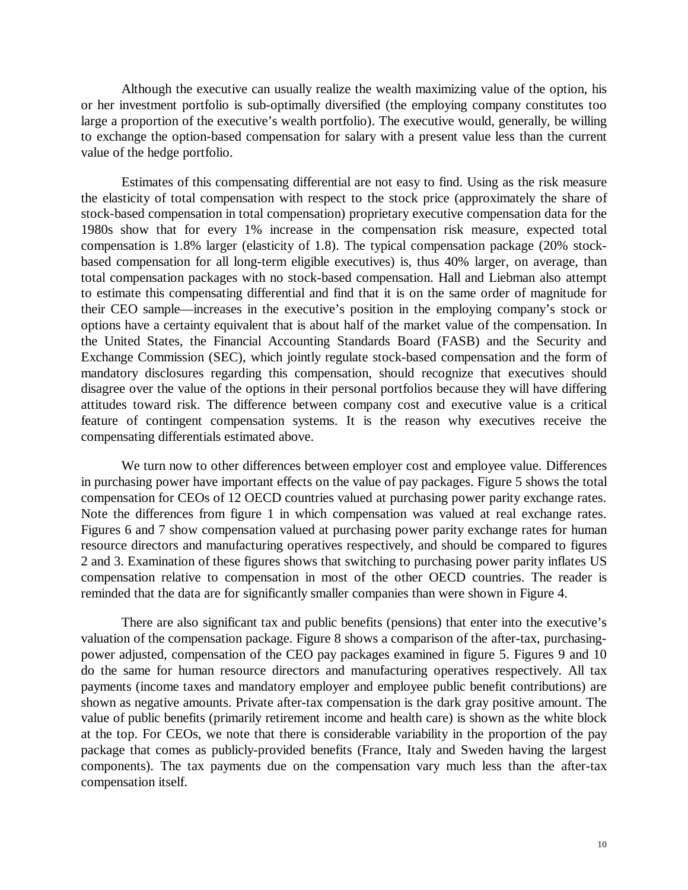Although the executive can usually realize the wealth maximizing value of the option, his or her investment portfolio is sub-optimally diversified (the employing company constitutes too large a proportion of the executive's wealth portfolio). The executive would, generally, be willing to exchange the option-based compensation for salary with a present value less than the current value of the hedge portfolio.

Estimates of this compensating differential are not easy to find. Using as the risk measure the elasticity of total compensation with respect to the stock price (approximately the share of stock-based compensation in total compensation) proprietary executive compensation data for the 1980s show that for every 1% increase in the compensation risk measure, expected total compensation is 1.8% larger (elasticity of 1.8). The typical compensation package (20% stock-based compensation for all long-term eligible executives) is, thus 40% larger, on average, than total compensation packages with no stock-based compensation. Hall and Liebman also attempt to estimate this compensating differential and find that it is on the same order of magnitude for their CEO sample—increases in the executive's position in the employing company's stock or options have a certainty equivalent that is about half of the market value of the compensation. In the United States, the Financial Accounting Standards Board (FASB) and the Security and Exchange Commission (SEC), which jointly regulate stock-based compensation and the form of mandatory disclosures regarding this compensation, should recognize that executives should disagree over the value of the options in their personal portfolios because they will have differing attitudes toward risk. The difference between company cost and executive value is a critical feature of contingent compensation systems. It is the reason why executives receive the compensating differentials estimated above.

We turn now to other differences between employer cost and employee value. Differences in purchasing power have important effects on the value of pay packages. Figure 5 shows the total compensation for CEOs of 12 OECD countries valued at purchasing power parity exchange rates. Note the differences from figure 1 in which compensation was valued at real exchange rates. Figures 6 and 7 show compensation valued at purchasing power parity exchange rates for human resource directors and manufacturing operatives respectively, and should be compared to figures 2 and 3. Examination of these figures shows that switching to purchasing power parity inflates US compensation relative to compensation in most of the other OECD countries. The reader is reminded that the data are for significantly smaller companies than were shown in Figure 4.

There are also significant tax and public benefits (pensions) that enter into the executive's valuation of the compensation package. Figure 8 shows a comparison of the after-tax, purchasing-power adjusted, compensation of the CEO pay packages examined in figure 5. Figures 9 and 10 do the same for human resource directors and manufacturing operatives respectively. All tax payments (income taxes and mandatory employer and employee public benefit contributions) are shown as negative amounts. Private after-tax compensation is the dark gray positive amount. The value of public benefits (primarily retirement income and health care) is shown as the white block at the top. For CEOs, we note that there is considerable variability in the proportion of the pay package that comes as publicly-provided benefits (France, Italy and Sweden having the largest components). The tax payments due on the compensation vary much less than the after-tax compensation itself.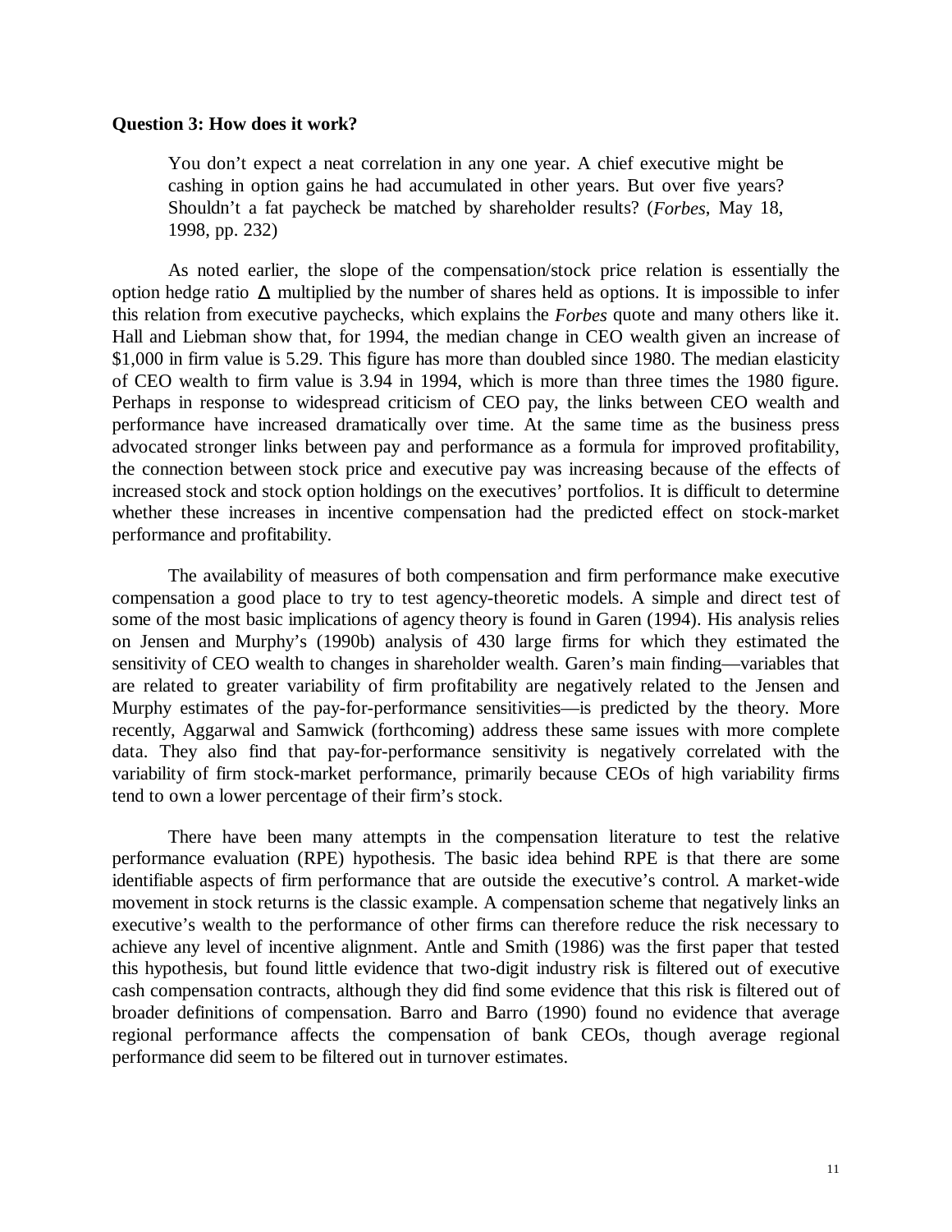**Question 3: How does it work?**

> You don't expect a neat correlation in any one year. A chief executive might be cashing in option gains he had accumulated in other years. But over five years? Shouldn't a fat paycheck be matched by shareholder results? (*Forbes*, May 18, 1998, pp. 232)

As noted earlier, the slope of the compensation/stock price relation is essentially the option hedge ratio $\Delta$ multiplied by the number of shares held as options. It is impossible to infer this relation from executive paychecks, which explains the *Forbes* quote and many others like it. Hall and Liebman show that, for 1994, the median change in CEO wealth given an increase of \$1,000 in firm value is 5.29. This figure has more than doubled since 1980. The median elasticity of CEO wealth to firm value is 3.94 in 1994, which is more than three times the 1980 figure. Perhaps in response to widespread criticism of CEO pay, the links between CEO wealth and performance have increased dramatically over time. At the same time as the business press advocated stronger links between pay and performance as a formula for improved profitability, the connection between stock price and executive pay was increasing because of the effects of increased stock and stock option holdings on the executives' portfolios. It is difficult to determine whether these increases in incentive compensation had the predicted effect on stock-market performance and profitability.

The availability of measures of both compensation and firm performance make executive compensation a good place to try to test agency-theoretic models. A simple and direct test of some of the most basic implications of agency theory is found in Garen (1994). His analysis relies on Jensen and Murphy's (1990b) analysis of 430 large firms for which they estimated the sensitivity of CEO wealth to changes in shareholder wealth. Garen's main finding—variables that are related to greater variability of firm profitability are negatively related to the Jensen and Murphy estimates of the pay-for-performance sensitivities—is predicted by the theory. More recently, Aggarwal and Samwick (forthcoming) address these same issues with more complete data. They also find that pay-for-performance sensitivity is negatively correlated with the variability of firm stock-market performance, primarily because CEOs of high variability firms tend to own a lower percentage of their firm's stock.

There have been many attempts in the compensation literature to test the relative performance evaluation (RPE) hypothesis. The basic idea behind RPE is that there are some identifiable aspects of firm performance that are outside the executive's control. A market-wide movement in stock returns is the classic example. A compensation scheme that negatively links an executive's wealth to the performance of other firms can therefore reduce the risk necessary to achieve any level of incentive alignment. Antle and Smith (1986) was the first paper that tested this hypothesis, but found little evidence that two-digit industry risk is filtered out of executive cash compensation contracts, although they did find some evidence that this risk is filtered out of broader definitions of compensation. Barro and Barro (1990) found no evidence that average regional performance affects the compensation of bank CEOs, though average regional performance did seem to be filtered out in turnover estimates.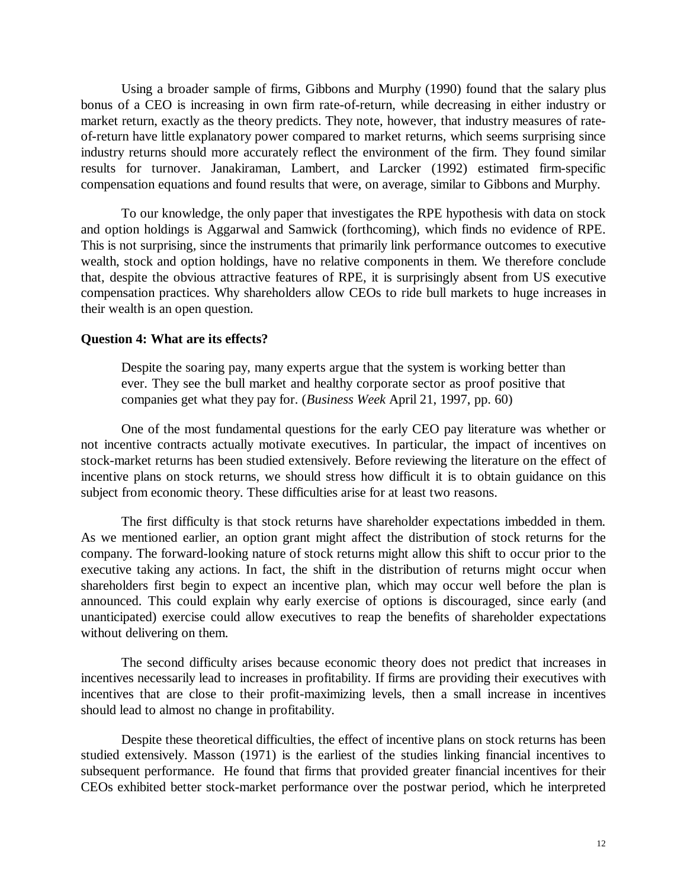Using a broader sample of firms, Gibbons and Murphy (1990) found that the salary plus bonus of a CEO is increasing in own firm rate-of-return, while decreasing in either industry or market return, exactly as the theory predicts. They note, however, that industry measures of rate-of-return have little explanatory power compared to market returns, which seems surprising since industry returns should more accurately reflect the environment of the firm. They found similar results for turnover. Janakiraman, Lambert, and Larcker (1992) estimated firm-specific compensation equations and found results that were, on average, similar to Gibbons and Murphy.

To our knowledge, the only paper that investigates the RPE hypothesis with data on stock and option holdings is Aggarwal and Samwick (forthcoming), which finds no evidence of RPE. This is not surprising, since the instruments that primarily link performance outcomes to executive wealth, stock and option holdings, have no relative components in them. We therefore conclude that, despite the obvious attractive features of RPE, it is surprisingly absent from US executive compensation practices. Why shareholders allow CEOs to ride bull markets to huge increases in their wealth is an open question.

**Question 4: What are its effects?**

> Despite the soaring pay, many experts argue that the system is working better than ever. They see the bull market and healthy corporate sector as proof positive that companies get what they pay for. (*Business Week* April 21, 1997, pp. 60)

One of the most fundamental questions for the early CEO pay literature was whether or not incentive contracts actually motivate executives. In particular, the impact of incentives on stock-market returns has been studied extensively. Before reviewing the literature on the effect of incentive plans on stock returns, we should stress how difficult it is to obtain guidance on this subject from economic theory. These difficulties arise for at least two reasons.

The first difficulty is that stock returns have shareholder expectations imbedded in them. As we mentioned earlier, an option grant might affect the distribution of stock returns for the company. The forward-looking nature of stock returns might allow this shift to occur prior to the executive taking any actions. In fact, the shift in the distribution of returns might occur when shareholders first begin to expect an incentive plan, which may occur well before the plan is announced. This could explain why early exercise of options is discouraged, since early (and unanticipated) exercise could allow executives to reap the benefits of shareholder expectations without delivering on them.

The second difficulty arises because economic theory does not predict that increases in incentives necessarily lead to increases in profitability. If firms are providing their executives with incentives that are close to their profit-maximizing levels, then a small increase in incentives should lead to almost no change in profitability.

Despite these theoretical difficulties, the effect of incentive plans on stock returns has been studied extensively. Masson (1971) is the earliest of the studies linking financial incentives to subsequent performance. He found that firms that provided greater financial incentives for their CEOs exhibited better stock-market performance over the postwar period, which he interpreted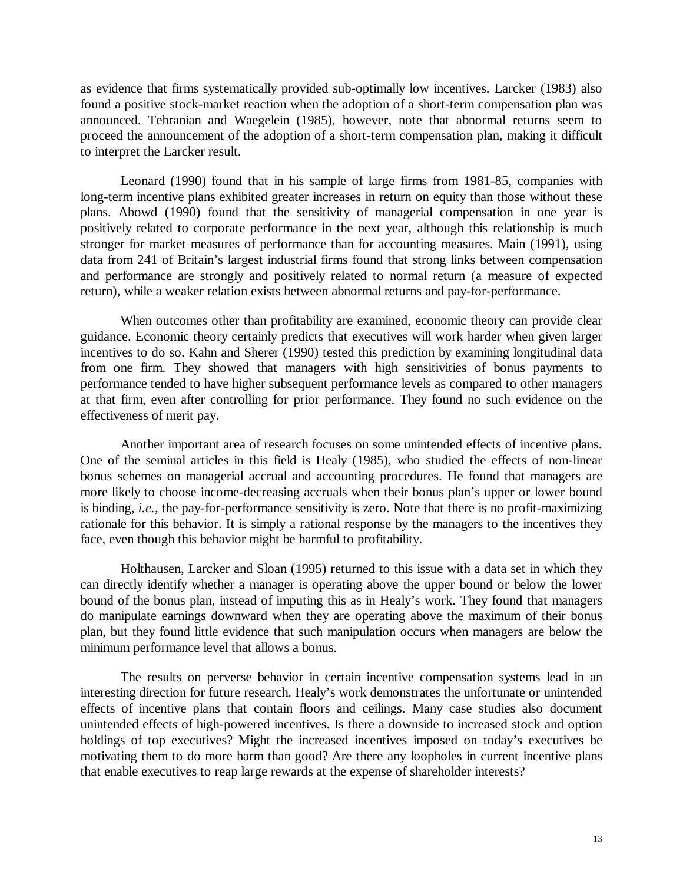as evidence that firms systematically provided sub-optimally low incentives. Larcker (1983) also found a positive stock-market reaction when the adoption of a short-term compensation plan was announced. Tehranian and Waegelein (1985), however, note that abnormal returns seem to proceed the announcement of the adoption of a short-term compensation plan, making it difficult to interpret the Larcker result.

Leonard (1990) found that in his sample of large firms from 1981-85, companies with long-term incentive plans exhibited greater increases in return on equity than those without these plans. Abowd (1990) found that the sensitivity of managerial compensation in one year is positively related to corporate performance in the next year, although this relationship is much stronger for market measures of performance than for accounting measures. Main (1991), using data from 241 of Britain's largest industrial firms found that strong links between compensation and performance are strongly and positively related to normal return (a measure of expected return), while a weaker relation exists between abnormal returns and pay-for-performance.

When outcomes other than profitability are examined, economic theory can provide clear guidance. Economic theory certainly predicts that executives will work harder when given larger incentives to do so. Kahn and Sherer (1990) tested this prediction by examining longitudinal data from one firm. They showed that managers with high sensitivities of bonus payments to performance tended to have higher subsequent performance levels as compared to other managers at that firm, even after controlling for prior performance. They found no such evidence on the effectiveness of merit pay.

Another important area of research focuses on some unintended effects of incentive plans. One of the seminal articles in this field is Healy (1985), who studied the effects of non-linear bonus schemes on managerial accrual and accounting procedures. He found that managers are more likely to choose income-decreasing accruals when their bonus plan's upper or lower bound is binding, *i.e.*, the pay-for-performance sensitivity is zero. Note that there is no profit-maximizing rationale for this behavior. It is simply a rational response by the managers to the incentives they face, even though this behavior might be harmful to profitability.

Holthausen, Larcker and Sloan (1995) returned to this issue with a data set in which they can directly identify whether a manager is operating above the upper bound or below the lower bound of the bonus plan, instead of imputing this as in Healy's work. They found that managers do manipulate earnings downward when they are operating above the maximum of their bonus plan, but they found little evidence that such manipulation occurs when managers are below the minimum performance level that allows a bonus.

The results on perverse behavior in certain incentive compensation systems lead in an interesting direction for future research. Healy's work demonstrates the unfortunate or unintended effects of incentive plans that contain floors and ceilings. Many case studies also document unintended effects of high-powered incentives. Is there a downside to increased stock and option holdings of top executives? Might the increased incentives imposed on today's executives be motivating them to do more harm than good? Are there any loopholes in current incentive plans that enable executives to reap large rewards at the expense of shareholder interests?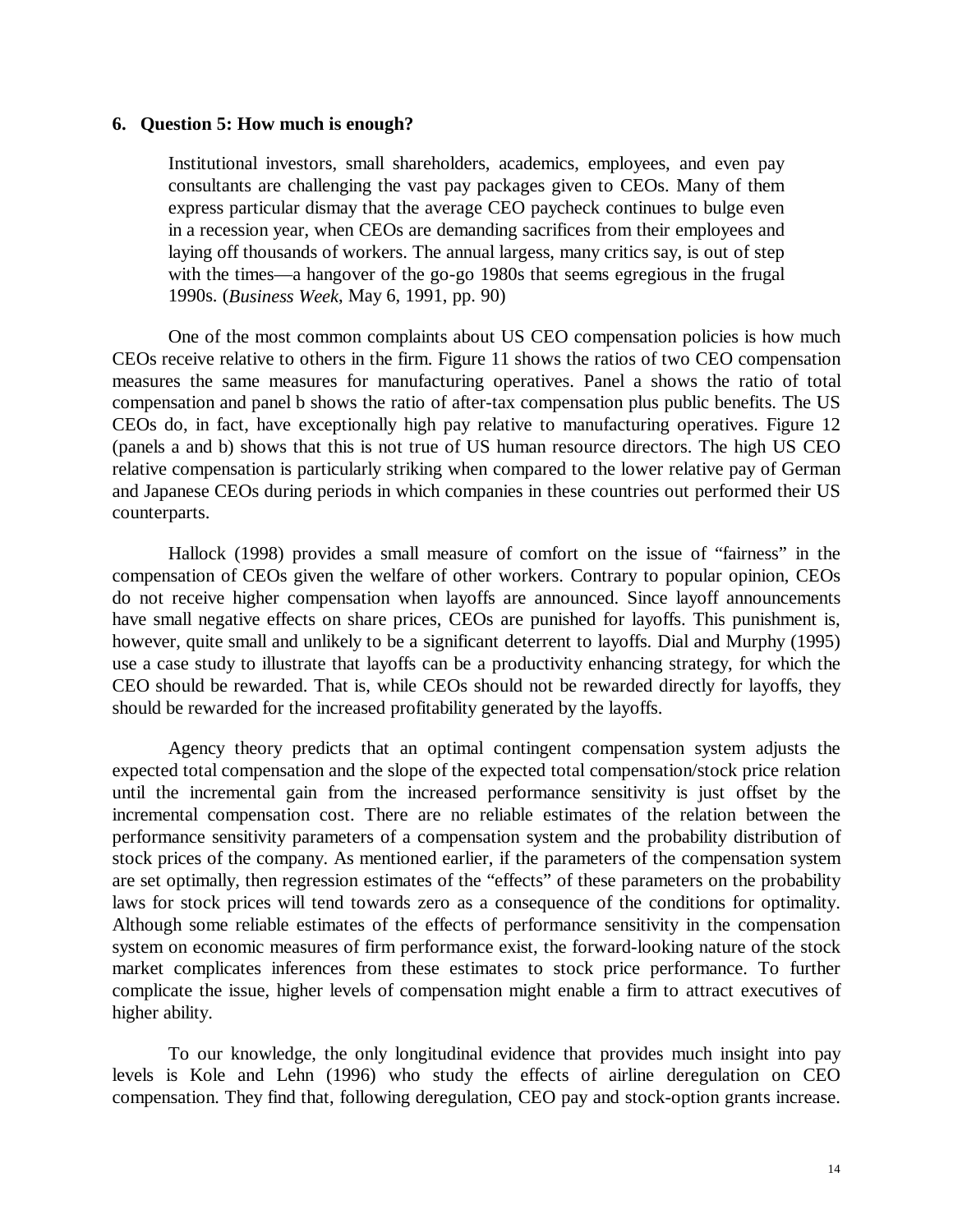## 6. Question 5: How much is enough?

> Institutional investors, small shareholders, academics, employees, and even pay consultants are challenging the vast pay packages given to CEOs. Many of them express particular dismay that the average CEO paycheck continues to bulge even in a recession year, when CEOs are demanding sacrifices from their employees and laying off thousands of workers. The annual largess, many critics say, is out of step with the times—a hangover of the go-go 1980s that seems egregious in the frugal 1990s. (*Business Week,* May 6, 1991, pp. 90)

One of the most common complaints about US CEO compensation policies is how much CEOs receive relative to others in the firm. Figure 11 shows the ratios of two CEO compensation measures the same measures for manufacturing operatives. Panel a shows the ratio of total compensation and panel b shows the ratio of after-tax compensation plus public benefits. The US CEOs do, in fact, have exceptionally high pay relative to manufacturing operatives. Figure 12 (panels a and b) shows that this is not true of US human resource directors. The high US CEO relative compensation is particularly striking when compared to the lower relative pay of German and Japanese CEOs during periods in which companies in these countries out performed their US counterparts.

Hallock (1998) provides a small measure of comfort on the issue of "fairness" in the compensation of CEOs given the welfare of other workers. Contrary to popular opinion, CEOs do not receive higher compensation when layoffs are announced. Since layoff announcements have small negative effects on share prices, CEOs are punished for layoffs. This punishment is, however, quite small and unlikely to be a significant deterrent to layoffs. Dial and Murphy (1995) use a case study to illustrate that layoffs can be a productivity enhancing strategy, for which the CEO should be rewarded. That is, while CEOs should not be rewarded directly for layoffs, they should be rewarded for the increased profitability generated by the layoffs.

Agency theory predicts that an optimal contingent compensation system adjusts the expected total compensation and the slope of the expected total compensation/stock price relation until the incremental gain from the increased performance sensitivity is just offset by the incremental compensation cost. There are no reliable estimates of the relation between the performance sensitivity parameters of a compensation system and the probability distribution of stock prices of the company. As mentioned earlier, if the parameters of the compensation system are set optimally, then regression estimates of the "effects" of these parameters on the probability laws for stock prices will tend towards zero as a consequence of the conditions for optimality. Although some reliable estimates of the effects of performance sensitivity in the compensation system on economic measures of firm performance exist, the forward-looking nature of the stock market complicates inferences from these estimates to stock price performance. To further complicate the issue, higher levels of compensation might enable a firm to attract executives of higher ability.

To our knowledge, the only longitudinal evidence that provides much insight into pay levels is Kole and Lehn (1996) who study the effects of airline deregulation on CEO compensation. They find that, following deregulation, CEO pay and stock-option grants increase.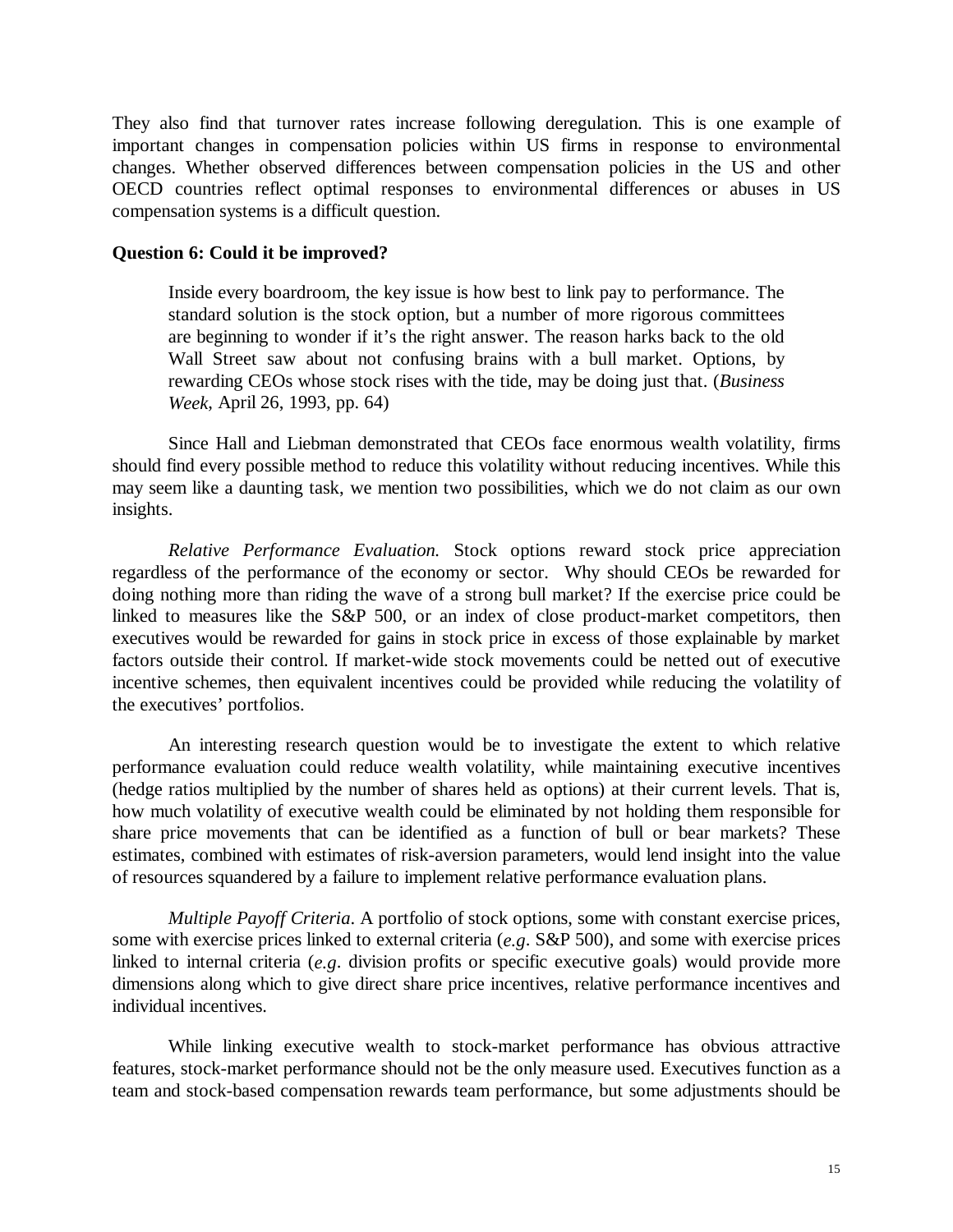They also find that turnover rates increase following deregulation. This is one example of important changes in compensation policies within US firms in response to environmental changes. Whether observed differences between compensation policies in the US and other OECD countries reflect optimal responses to environmental differences or abuses in US compensation systems is a difficult question.

**Question 6: Could it be improved?**

> Inside every boardroom, the key issue is how best to link pay to performance. The standard solution is the stock option, but a number of more rigorous committees are beginning to wonder if it's the right answer. The reason harks back to the old Wall Street saw about not confusing brains with a bull market. Options, by rewarding CEOs whose stock rises with the tide, may be doing just that. (*Business Week*, April 26, 1993, pp. 64)

Since Hall and Liebman demonstrated that CEOs face enormous wealth volatility, firms should find every possible method to reduce this volatility without reducing incentives. While this may seem like a daunting task, we mention two possibilities, which we do not claim as our own insights.

*Relative Performance Evaluation.* Stock options reward stock price appreciation regardless of the performance of the economy or sector. Why should CEOs be rewarded for doing nothing more than riding the wave of a strong bull market? If the exercise price could be linked to measures like the S&P 500, or an index of close product-market competitors, then executives would be rewarded for gains in stock price in excess of those explainable by market factors outside their control. If market-wide stock movements could be netted out of executive incentive schemes, then equivalent incentives could be provided while reducing the volatility of the executives' portfolios.

An interesting research question would be to investigate the extent to which relative performance evaluation could reduce wealth volatility, while maintaining executive incentives (hedge ratios multiplied by the number of shares held as options) at their current levels. That is, how much volatility of executive wealth could be eliminated by not holding them responsible for share price movements that can be identified as a function of bull or bear markets? These estimates, combined with estimates of risk-aversion parameters, would lend insight into the value of resources squandered by a failure to implement relative performance evaluation plans.

*Multiple Payoff Criteria*. A portfolio of stock options, some with constant exercise prices, some with exercise prices linked to external criteria (*e.g*. S&P 500), and some with exercise prices linked to internal criteria (*e.g*. division profits or specific executive goals) would provide more dimensions along which to give direct share price incentives, relative performance incentives and individual incentives.

While linking executive wealth to stock-market performance has obvious attractive features, stock-market performance should not be the only measure used. Executives function as a team and stock-based compensation rewards team performance, but some adjustments should be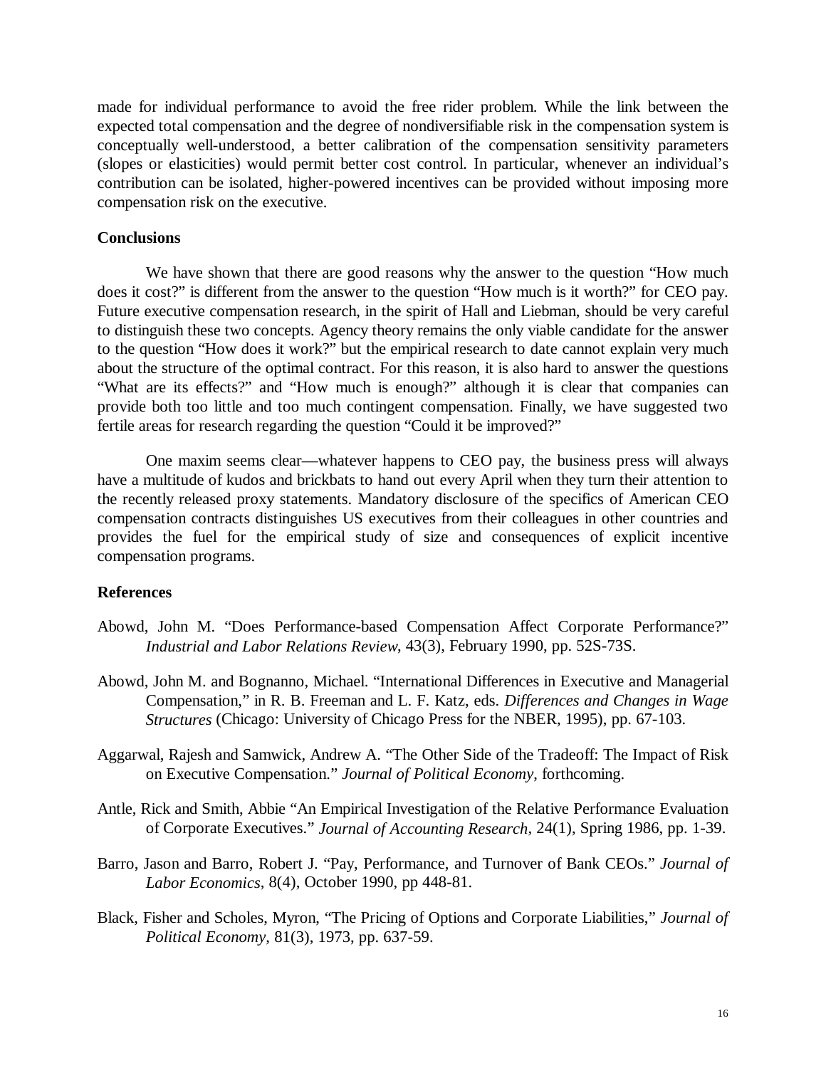made for individual performance to avoid the free rider problem. While the link between the expected total compensation and the degree of nondiversifiable risk in the compensation system is conceptually well-understood, a better calibration of the compensation sensitivity parameters (slopes or elasticities) would permit better cost control. In particular, whenever an individual's contribution can be isolated, higher-powered incentives can be provided without imposing more compensation risk on the executive.

**Conclusions**

We have shown that there are good reasons why the answer to the question "How much does it cost?" is different from the answer to the question "How much is it worth?" for CEO pay. Future executive compensation research, in the spirit of Hall and Liebman, should be very careful to distinguish these two concepts. Agency theory remains the only viable candidate for the answer to the question "How does it work?" but the empirical research to date cannot explain very much about the structure of the optimal contract. For this reason, it is also hard to answer the questions "What are its effects?" and "How much is enough?" although it is clear that companies can provide both too little and too much contingent compensation. Finally, we have suggested two fertile areas for research regarding the question "Could it be improved?"

One maxim seems clear—whatever happens to CEO pay, the business press will always have a multitude of kudos and brickbats to hand out every April when they turn their attention to the recently released proxy statements. Mandatory disclosure of the specifics of American CEO compensation contracts distinguishes US executives from their colleagues in other countries and provides the fuel for the empirical study of size and consequences of explicit incentive compensation programs.

**References**

Abowd, John M. "Does Performance-based Compensation Affect Corporate Performance?" *Industrial and Labor Relations Review*, 43(3), February 1990, pp. 52S-73S.

Abowd, John M. and Bognanno, Michael. "International Differences in Executive and Managerial Compensation," in R. B. Freeman and L. F. Katz, eds. *Differences and Changes in Wage Structures* (Chicago: University of Chicago Press for the NBER, 1995), pp. 67-103.

Aggarwal, Rajesh and Samwick, Andrew A. "The Other Side of the Tradeoff: The Impact of Risk on Executive Compensation." *Journal of Political Economy*, forthcoming.

Antle, Rick and Smith, Abbie "An Empirical Investigation of the Relative Performance Evaluation of Corporate Executives." *Journal of Accounting Research*, 24(1), Spring 1986, pp. 1-39.

Barro, Jason and Barro, Robert J. "Pay, Performance, and Turnover of Bank CEOs." *Journal of Labor Economics*, 8(4), October 1990, pp 448-81.

Black, Fisher and Scholes, Myron, "The Pricing of Options and Corporate Liabilities," *Journal of Political Economy*, 81(3), 1973, pp. 637-59.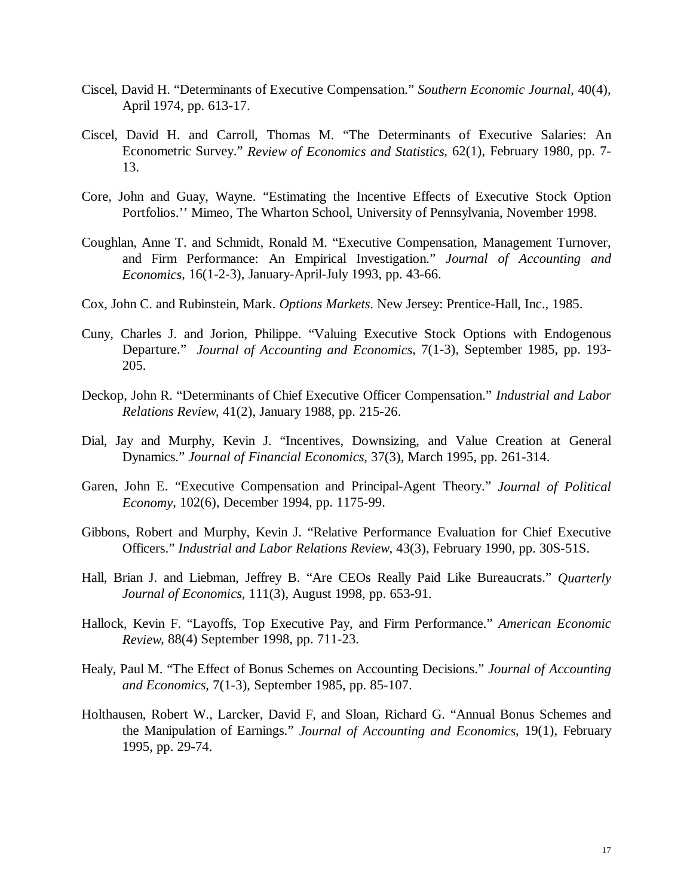Ciscel, David H. "Determinants of Executive Compensation." *Southern Economic Journal*, 40(4), April 1974, pp. 613-17.

Ciscel, David H. and Carroll, Thomas M. "The Determinants of Executive Salaries: An Econometric Survey." *Review of Economics and Statistics*, 62(1), February 1980, pp. 7-13.

Core, John and Guay, Wayne. "Estimating the Incentive Effects of Executive Stock Option Portfolios.'' Mimeo, The Wharton School, University of Pennsylvania, November 1998.

Coughlan, Anne T. and Schmidt, Ronald M. "Executive Compensation, Management Turnover, and Firm Performance: An Empirical Investigation." *Journal of Accounting and Economics*, 16(1-2-3), January-April-July 1993, pp. 43-66.

Cox, John C. and Rubinstein, Mark. *Options Markets*. New Jersey: Prentice-Hall, Inc., 1985.

Cuny, Charles J. and Jorion, Philippe. "Valuing Executive Stock Options with Endogenous Departure." *Journal of Accounting and Economics*, 7(1-3), September 1985, pp. 193-205.

Deckop, John R. "Determinants of Chief Executive Officer Compensation." *Industrial and Labor Relations Review*, 41(2), January 1988, pp. 215-26.

Dial, Jay and Murphy, Kevin J. "Incentives, Downsizing, and Value Creation at General Dynamics." *Journal of Financial Economics*, 37(3), March 1995, pp. 261-314.

Garen, John E. "Executive Compensation and Principal-Agent Theory." *Journal of Political Economy*, 102(6), December 1994, pp. 1175-99.

Gibbons, Robert and Murphy, Kevin J. "Relative Performance Evaluation for Chief Executive Officers." *Industrial and Labor Relations Review*, 43(3), February 1990, pp. 30S-51S.

Hall, Brian J. and Liebman, Jeffrey B. "Are CEOs Really Paid Like Bureaucrats." *Quarterly Journal of Economics*, 111(3), August 1998, pp. 653-91.

Hallock, Kevin F. "Layoffs, Top Executive Pay, and Firm Performance." *American Economic Review*, 88(4) September 1998, pp. 711-23.

Healy, Paul M. "The Effect of Bonus Schemes on Accounting Decisions." *Journal of Accounting and Economics*, 7(1-3), September 1985, pp. 85-107.

Holthausen, Robert W., Larcker, David F, and Sloan, Richard G. "Annual Bonus Schemes and the Manipulation of Earnings." *Journal of Accounting and Economics*, 19(1), February 1995, pp. 29-74.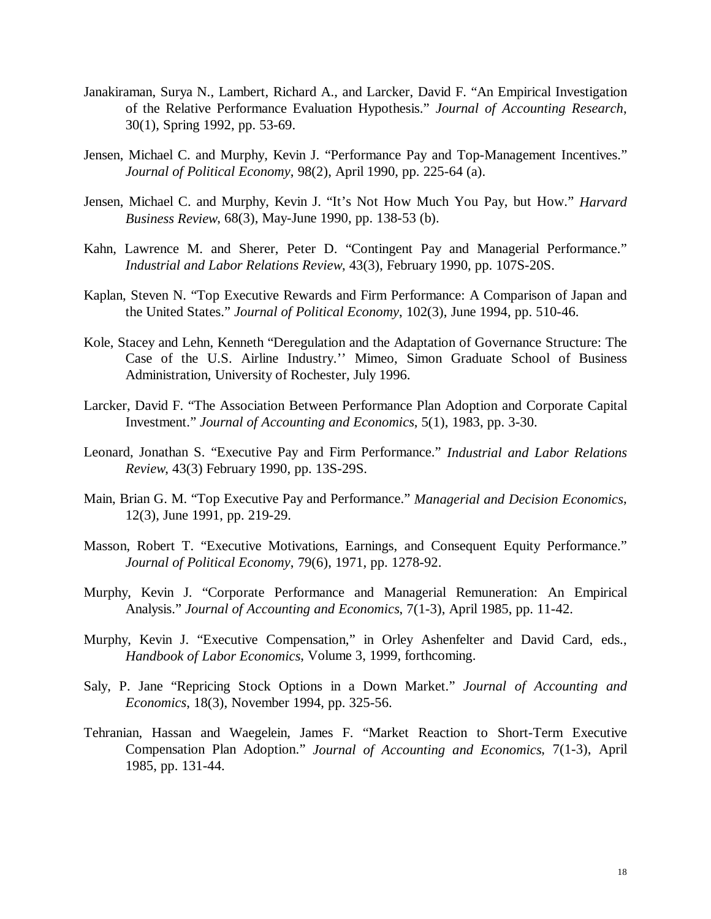Janakiraman, Surya N., Lambert, Richard A., and Larcker, David F. "An Empirical Investigation of the Relative Performance Evaluation Hypothesis." *Journal of Accounting Research*, 30(1), Spring 1992, pp. 53-69.

Jensen, Michael C. and Murphy, Kevin J. "Performance Pay and Top-Management Incentives." *Journal of Political Economy*, 98(2), April 1990, pp. 225-64 (a).

Jensen, Michael C. and Murphy, Kevin J. "It's Not How Much You Pay, but How." *Harvard Business Review*, 68(3), May-June 1990, pp. 138-53 (b).

Kahn, Lawrence M. and Sherer, Peter D. "Contingent Pay and Managerial Performance." *Industrial and Labor Relations Review*, 43(3), February 1990, pp. 107S-20S.

Kaplan, Steven N. "Top Executive Rewards and Firm Performance: A Comparison of Japan and the United States." *Journal of Political Economy*, 102(3), June 1994, pp. 510-46.

Kole, Stacey and Lehn, Kenneth "Deregulation and the Adaptation of Governance Structure: The Case of the U.S. Airline Industry.'' Mimeo, Simon Graduate School of Business Administration, University of Rochester, July 1996.

Larcker, David F. "The Association Between Performance Plan Adoption and Corporate Capital Investment." *Journal of Accounting and Economics*, 5(1), 1983, pp. 3-30.

Leonard, Jonathan S. "Executive Pay and Firm Performance." *Industrial and Labor Relations Review*, 43(3) February 1990, pp. 13S-29S.

Main, Brian G. M. "Top Executive Pay and Performance." *Managerial and Decision Economics*, 12(3), June 1991, pp. 219-29.

Masson, Robert T. "Executive Motivations, Earnings, and Consequent Equity Performance." *Journal of Political Economy*, 79(6), 1971, pp. 1278-92.

Murphy, Kevin J. "Corporate Performance and Managerial Remuneration: An Empirical Analysis." *Journal of Accounting and Economics*, 7(1-3), April 1985, pp. 11-42.

Murphy, Kevin J. "Executive Compensation," in Orley Ashenfelter and David Card, eds., *Handbook of Labor Economics*, Volume 3, 1999, forthcoming.

Saly, P. Jane "Repricing Stock Options in a Down Market." *Journal of Accounting and Economics*, 18(3), November 1994, pp. 325-56.

Tehranian, Hassan and Waegelein, James F. "Market Reaction to Short-Term Executive Compensation Plan Adoption." *Journal of Accounting and Economics*, 7(1-3), April 1985, pp. 131-44.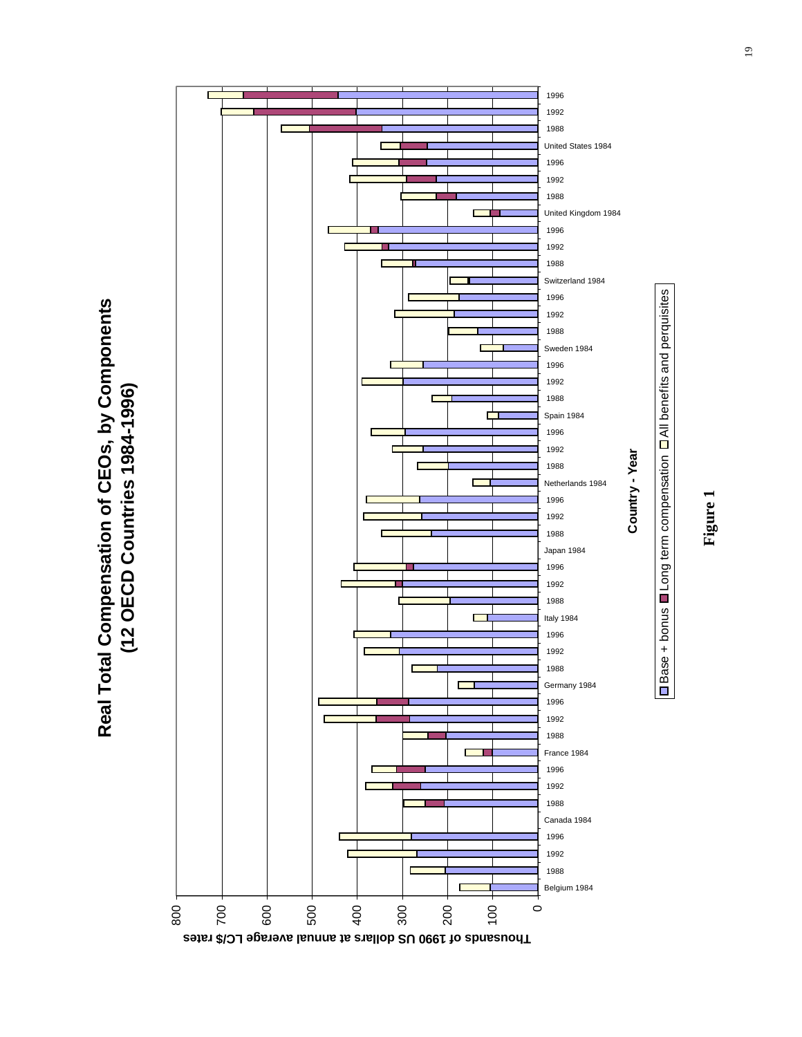**Real Total Compensation of CEOs, by Components (12 OECD Countries 1984-1996)**

Thousands of 1990 US dollars at annual average LC/$ rates

Country - Year

Belgium 1984, 1988, 1992, 1996; Canada 1984, 1988, 1992, 1996; France 1984, 1988, 1992, 1996; Germany 1984, 1988, 1992, 1996; Italy 1984, 1988, 1992, 1996; Japan 1984, 1988, 1992, 1996; Netherlands 1984, 1988, 1992, 1996; Spain 1984, 1988, 1992, 1996; Sweden 1984, 1988, 1992, 1996; Switzerland 1984, 1988, 1992, 1996; United Kingdom 1984, 1988, 1992, 1996; United States 1984, 1988, 1992, 1996

0, 100, 200, 300, 400, 500, 600, 700, 800

□ Base + bonus ■ Long term compensation □ All benefits and perquisites

**Figure 1**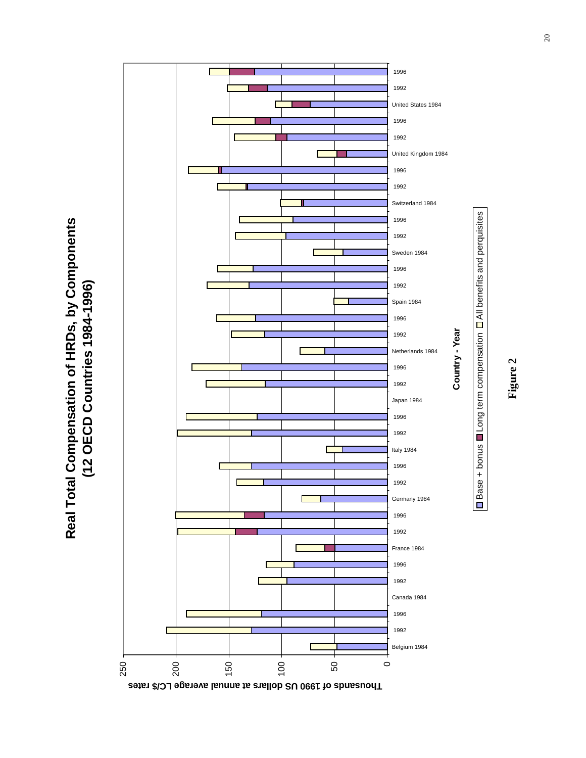# Real Total Compensation of HRDs, by Components
## (12 OECD Countries 1984-1996)

Thousands of 1990 US dollars at annual average LC/$ rates

Country - Year

Base + bonus | Long term compensation | All benefits and perquisites

| Country - Year | Base + bonus | Long term compensation | All benefits and perquisites |
|---|---|---|---|
| Belgium 1984 | | | |
| 1992 | | | |
| 1996 | | | |
| Canada 1984 | | | |
| 1992 | | | |
| 1996 | | | |
| France 1984 | | | |
| 1992 | | | |
| 1996 | | | |
| Germany 1984 | | | |
| 1992 | | | |
| 1996 | | | |
| Italy 1984 | | | |
| 1992 | | | |
| 1996 | | | |
| Japan 1984 | | | |
| 1992 | | | |
| 1996 | | | |
| Netherlands 1984 | | | |
| 1992 | | | |
| 1996 | | | |
| Spain 1984 | | | |
| 1992 | | | |
| 1996 | | | |
| Sweden 1984 | | | |
| 1992 | | | |
| 1996 | | | |
| Switzerland 1984 | | | |
| 1992 | | | |
| 1996 | | | |
| United Kingdom 1984 | | | |
| 1992 | | | |
| 1996 | | | |
| United States 1984 | | | |
| 1992 | | | |
| 1996 | | | |

Figure 2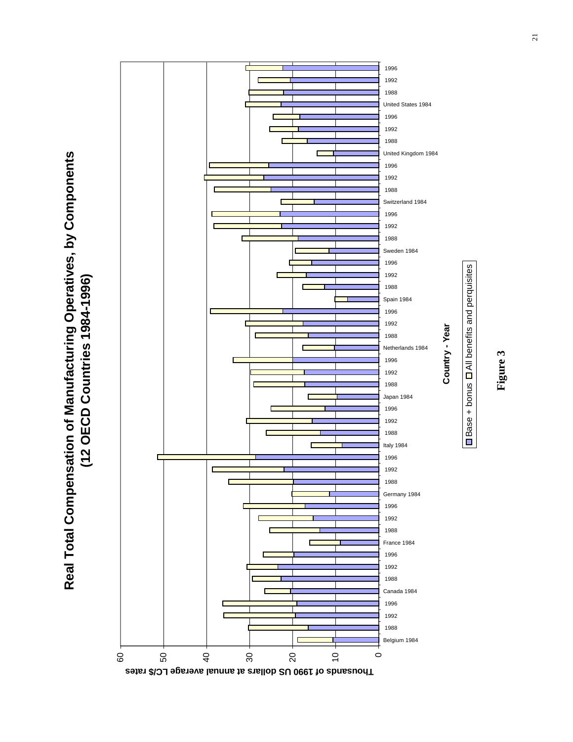**Real Total Compensation of Manufacturing Operatives, by Components (12 OECD Countries 1984-1996)**

Thousands of 1990 US dollars at annual average LC/$ rates

Country - Year

Base + bonus | All benefits and perquisites

**Figure 3**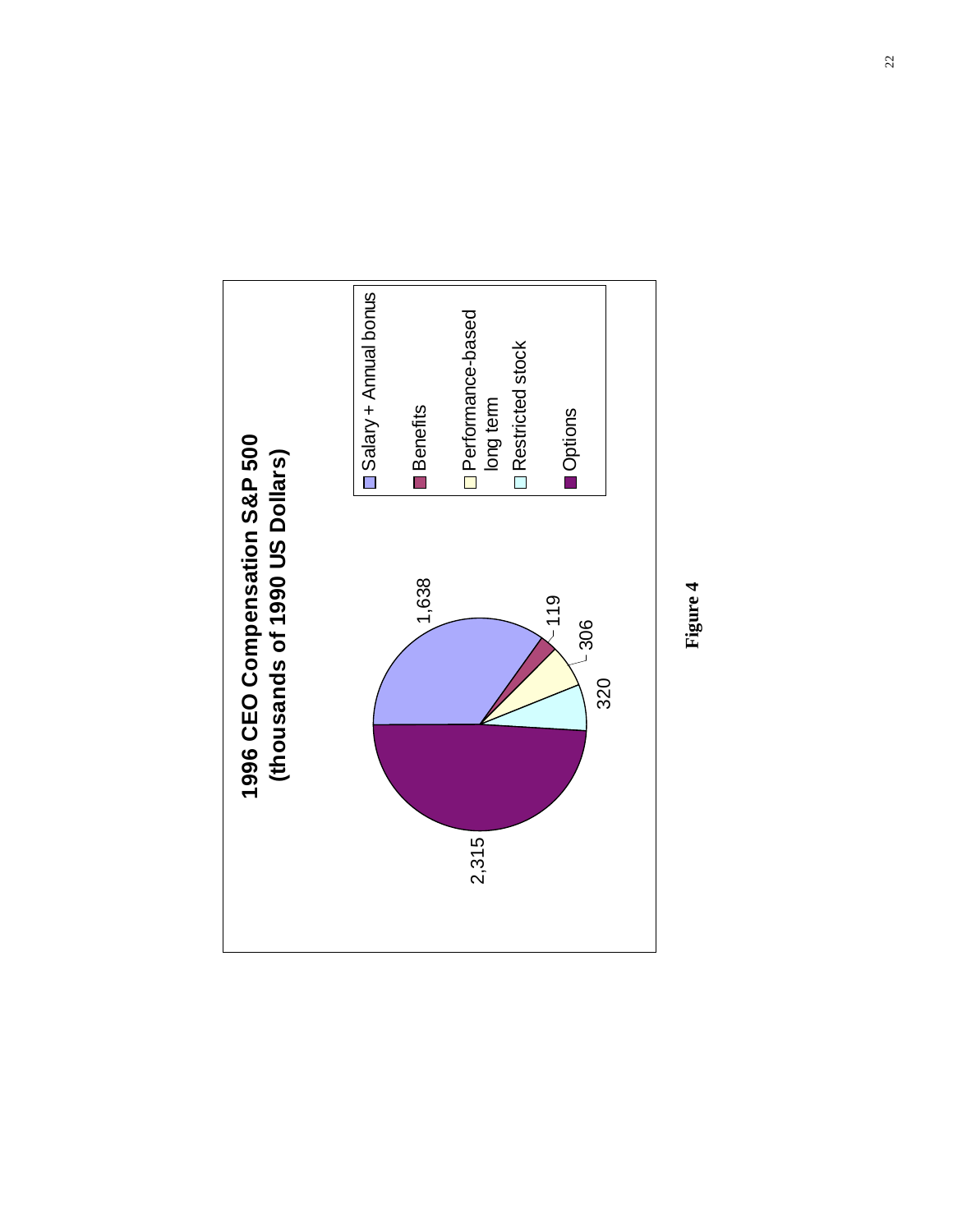**1996 CEO Compensation S&P 500**
**(thousands of 1990 US Dollars)**

| Component | Value |
|---|---|
| Salary + Annual bonus | 1,638 |
| Benefits | 119 |
| Performance-based long term | 306 |
| Restricted stock | 320 |
| Options | 2,315 |

**Figure 4**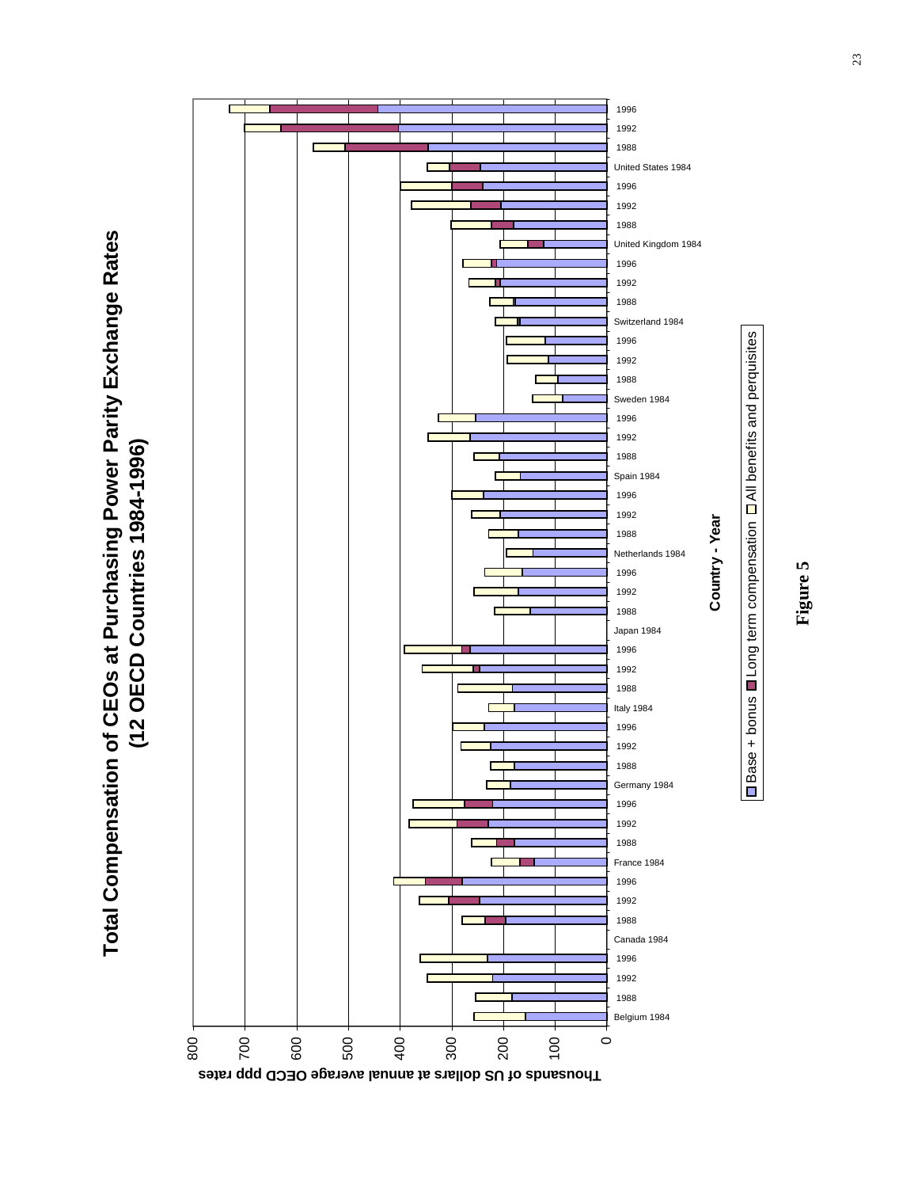# Total Compensation of CEOs at Purchasing Power Parity Exchange Rates (12 OECD Countries 1984-1996)

Thousands of US dollars at annual average OECD ppp rates

Country - Year

Base + bonus ■ Long term compensation □ All benefits and perquisites

**Figure 5**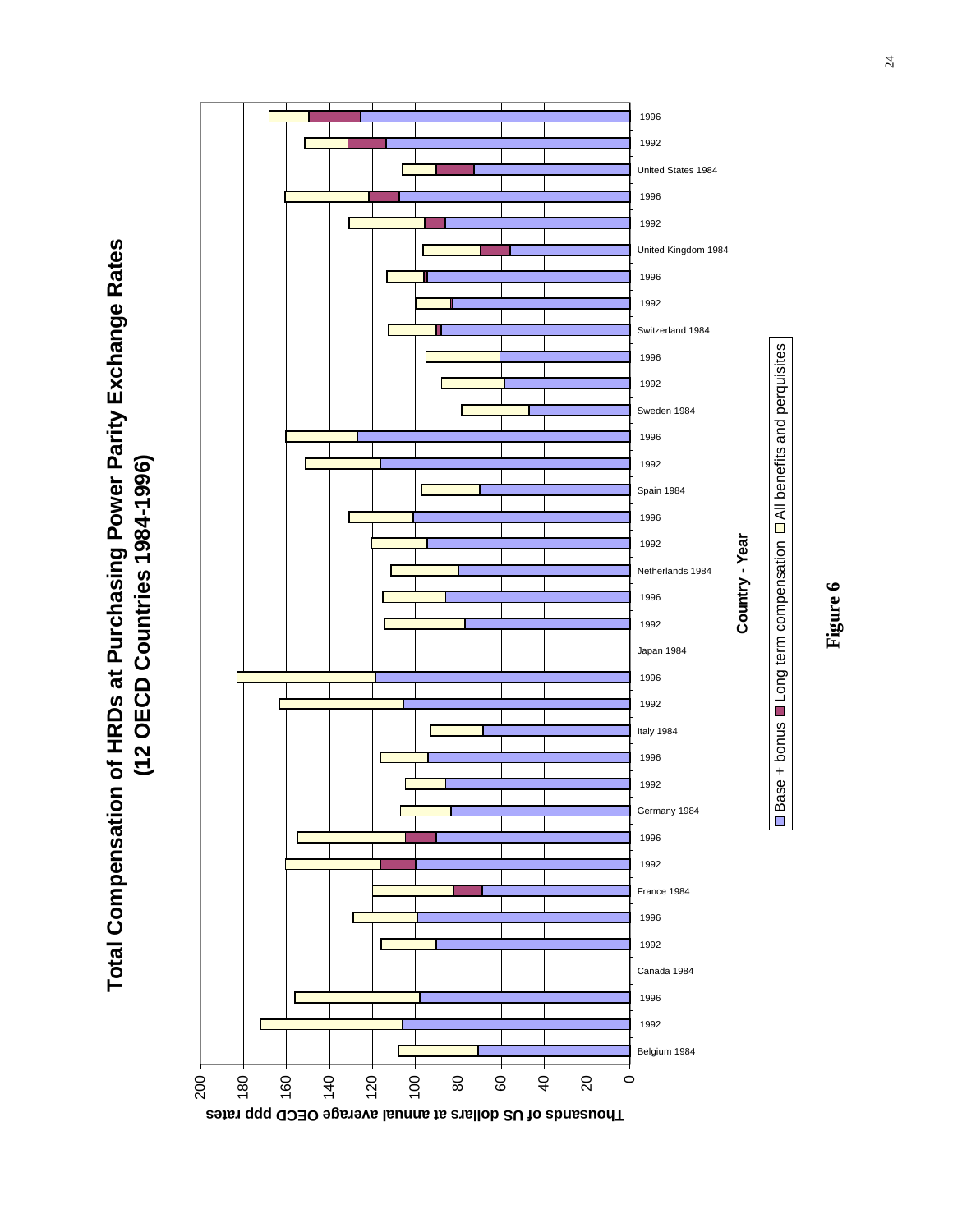# Total Compensation of HRDs at Purchasing Power Parity Exchange Rates
## (12 OECD Countries 1984-1996)

Thousands of US dollars at annual average OECD ppp rates

Country - Year

Base + bonus | Long term compensation | All benefits and perquisites

**Figure 6**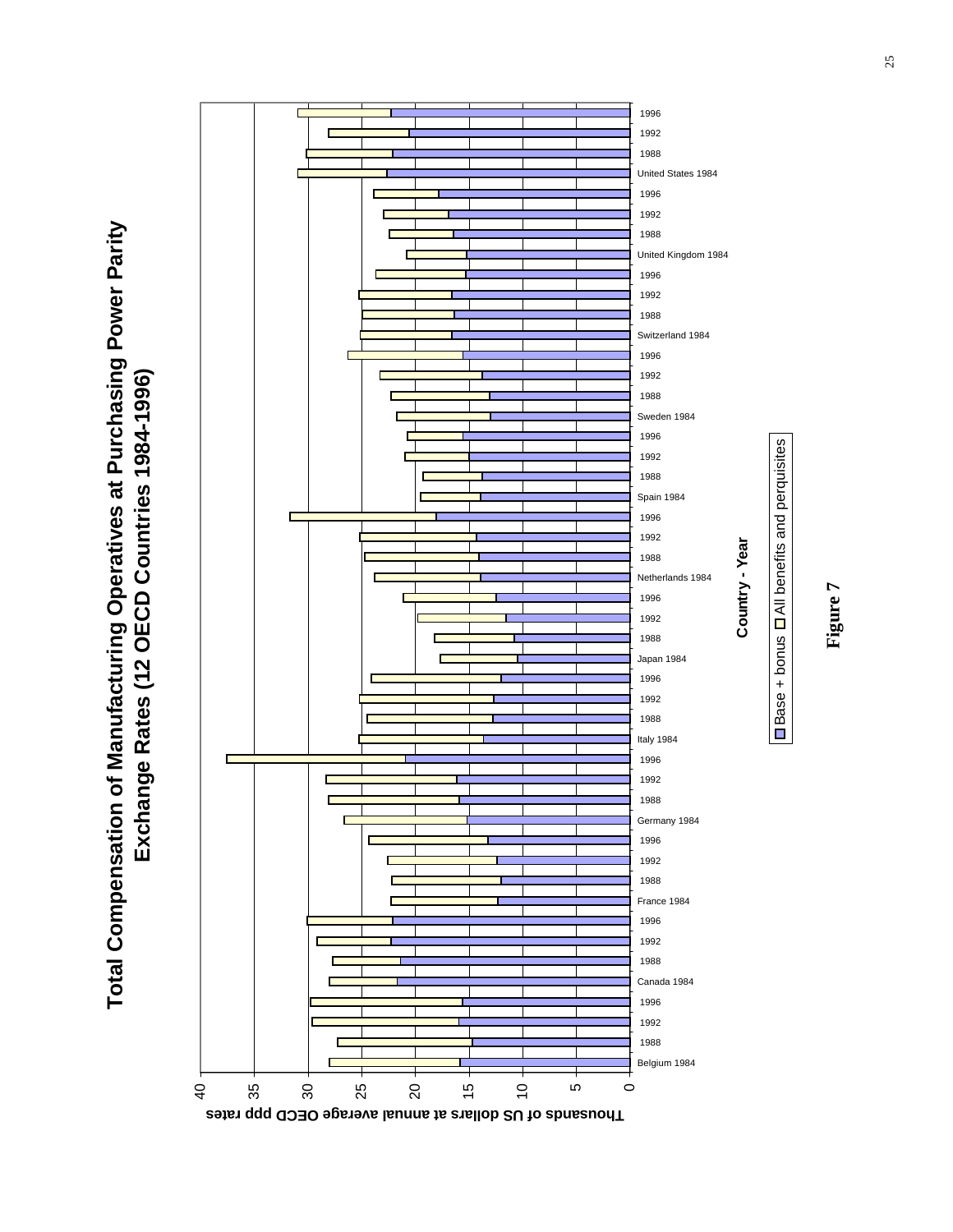# Total Compensation of Manufacturing Operatives at Purchasing Power Parity Exchange Rates (12 OECD Countries 1984-1996)

Thousands of US dollars at annual average OECD ppp rates

Country - Year

Base + bonus | All benefits and perquisites

**Figure 7**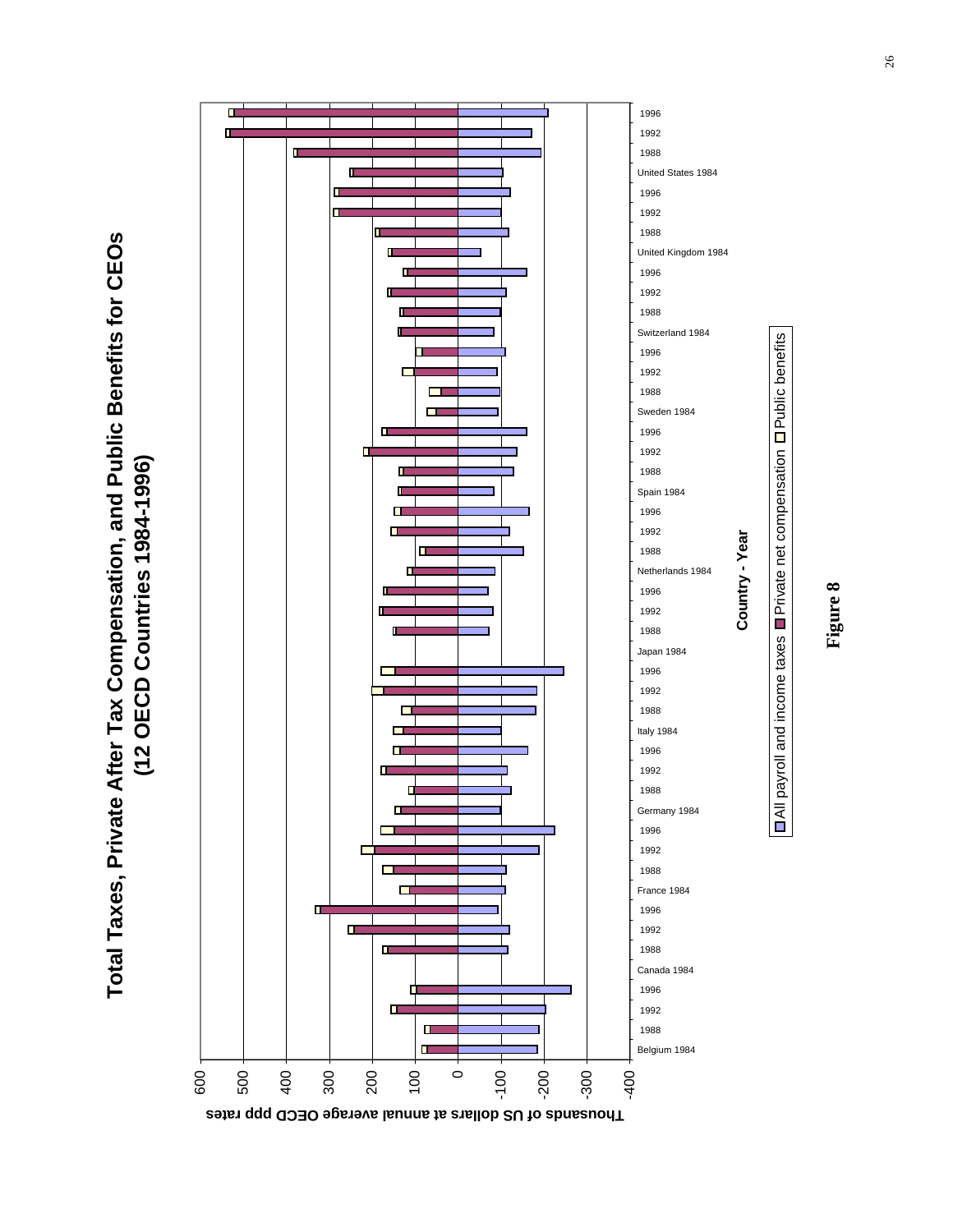# Total Taxes, Private After Tax Compensation, and Public Benefits for CEOs (12 OECD Countries 1984-1996)

Thousands of US dollars at annual average OECD ppp rates

Country - Year

All payroll and income taxes | Private net compensation | Public benefits

**Figure 8**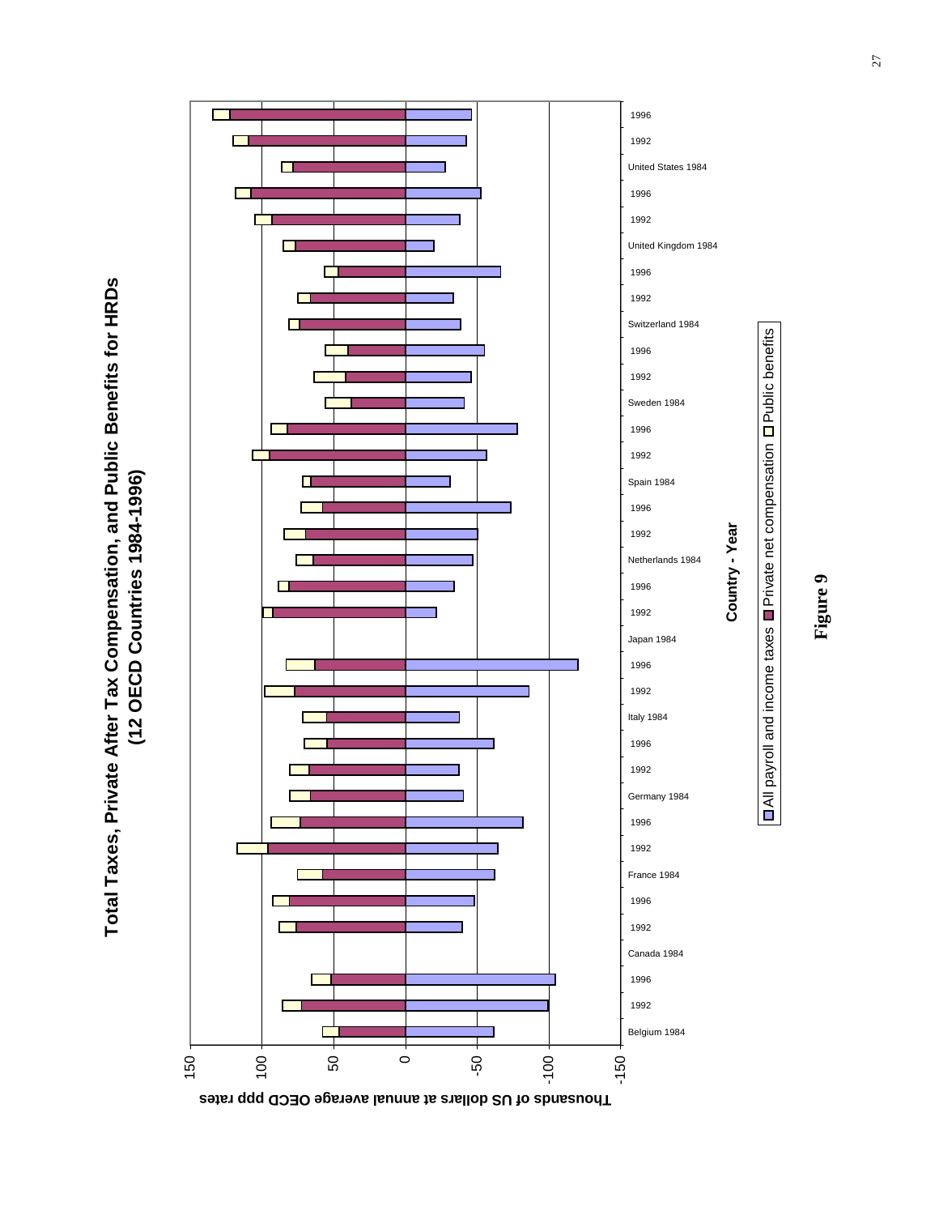**Total Taxes, Private After Tax Compensation, and Public Benefits for HRDs (12 OECD Countries 1984-1996)**

Thousands of US dollars at annual average OECD ppp rates

150 | 100 | 50 | 0 | -50 | -100 | -150

Belgium 1984, 1992, 1996 — Canada 1984, 1992, 1996 — France 1984, 1992, 1996 — Germany 1984, 1992, 1996 — Italy 1984, 1992, 1996 — Japan 1984, 1992, 1996 — Netherlands 1984, 1992, 1996 — Spain 1984, 1992, 1996 — Sweden 1984, 1992, 1996 — Switzerland 1984, 1992, 1996 — United Kingdom 1984, 1992, 1996 — United States 1984, 1992, 1996

Country - Year

All payroll and income taxes | Private net compensation | Public benefits

**Figure 9**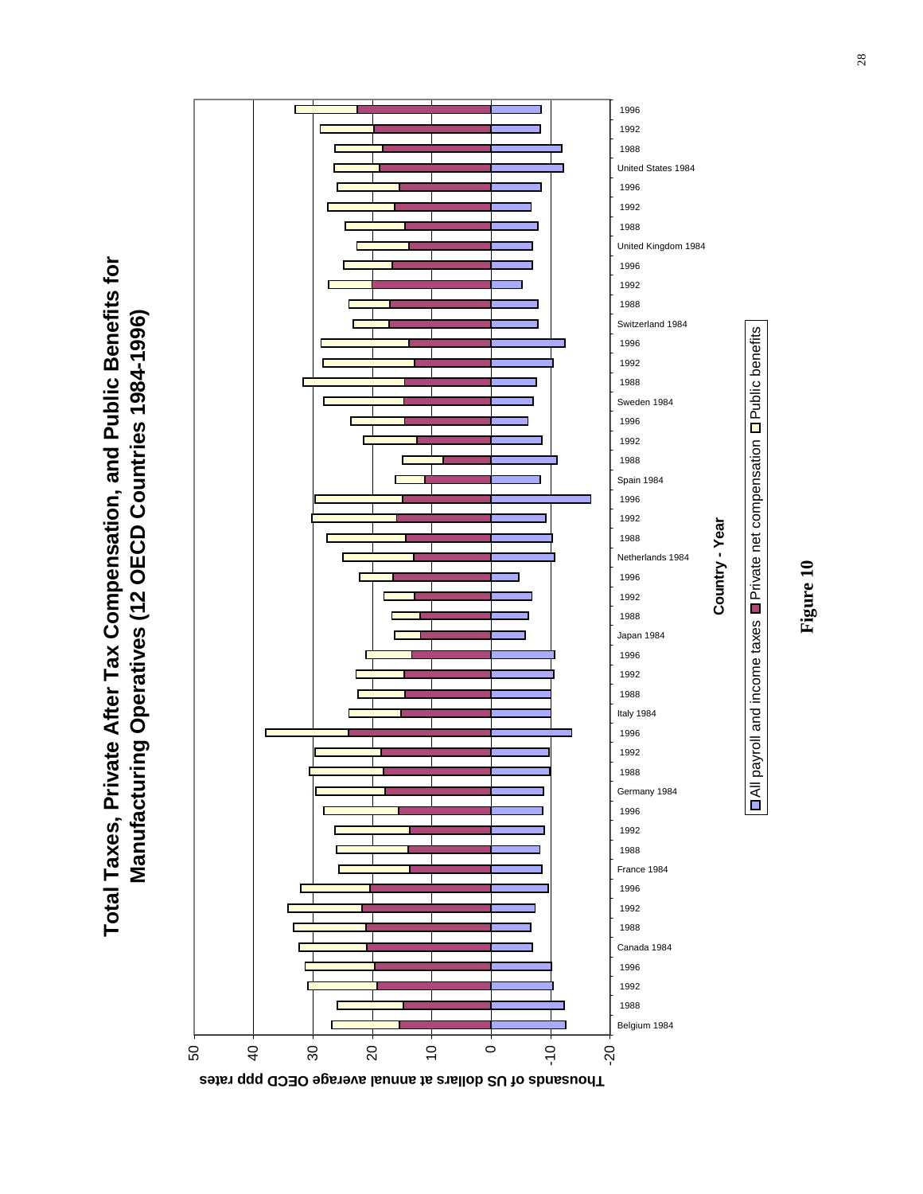# Total Taxes, Private After Tax Compensation, and Public Benefits for Manufacturing Operatives (12 OECD Countries 1984-1996)

Thousands of US dollars at annual average OECD ppp rates

Country - Year

All payroll and income taxes | Private net compensation | Public benefits

**Figure 10**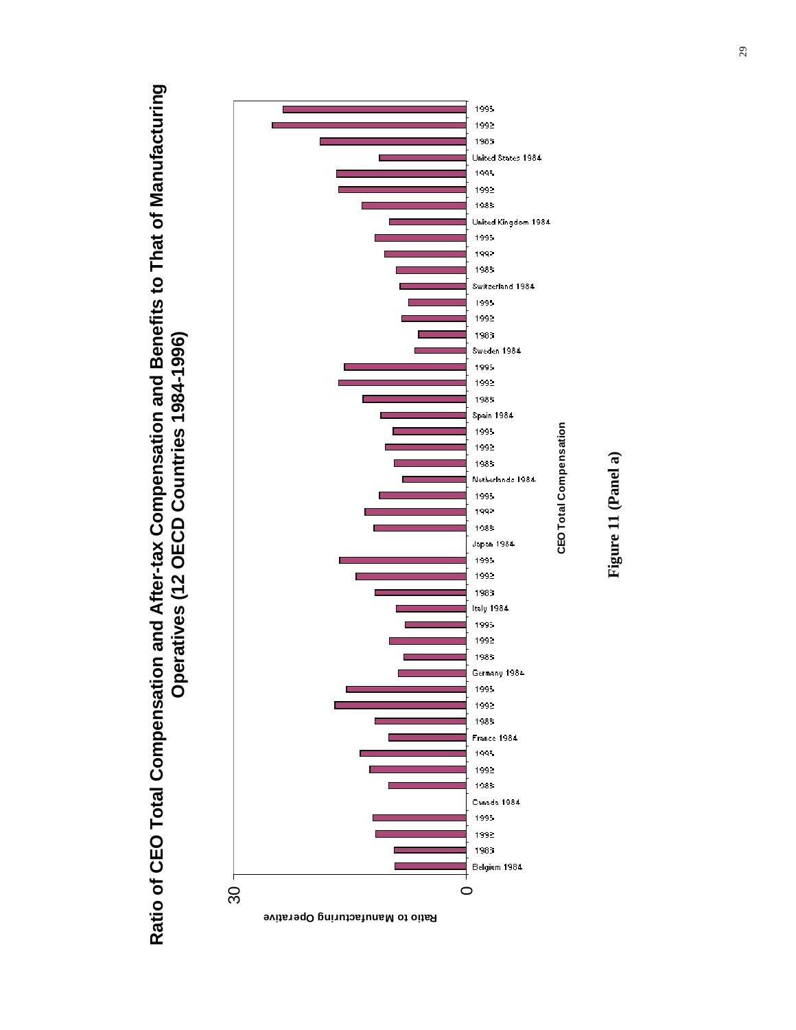# Ratio of CEO Total Compensation and After-tax Compensation and Benefits to That of Manufacturing Operatives (12 OECD Countries 1984-1996)

Ratio to Manufacturing Operative

CEO Total Compensation

Belgium 1984, 1988, 1992, 1995; Canada 1984, 1988, 1992, 1995; France 1984, 1988, 1992, 1995; Germany 1984, 1988, 1992, 1995; Italy 1984, 1988, 1992, 1995; Japan 1984, 1988, 1992, 1995; Netherlands 1984, 1988, 1992, 1995; Spain 1984, 1988, 1992, 1995; Sweden 1984, 1988, 1992, 1995; Switzerland 1984, 1988, 1992, 1995; United Kingdom 1984, 1988, 1992, 1995; United States 1984, 1988, 1992, 1995

0 — 30

**Figure 11 (Panel a)**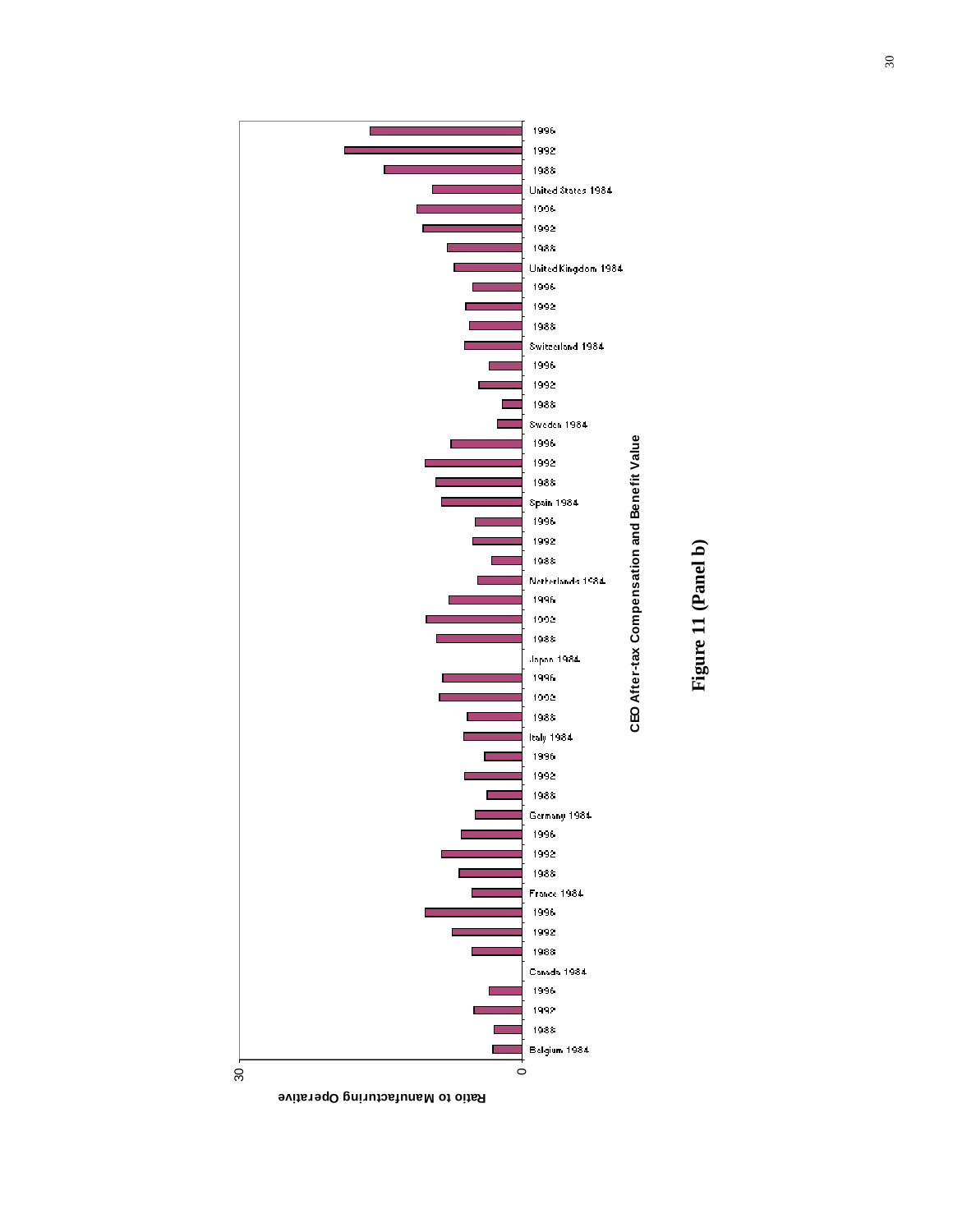Figure 11 (Panel b)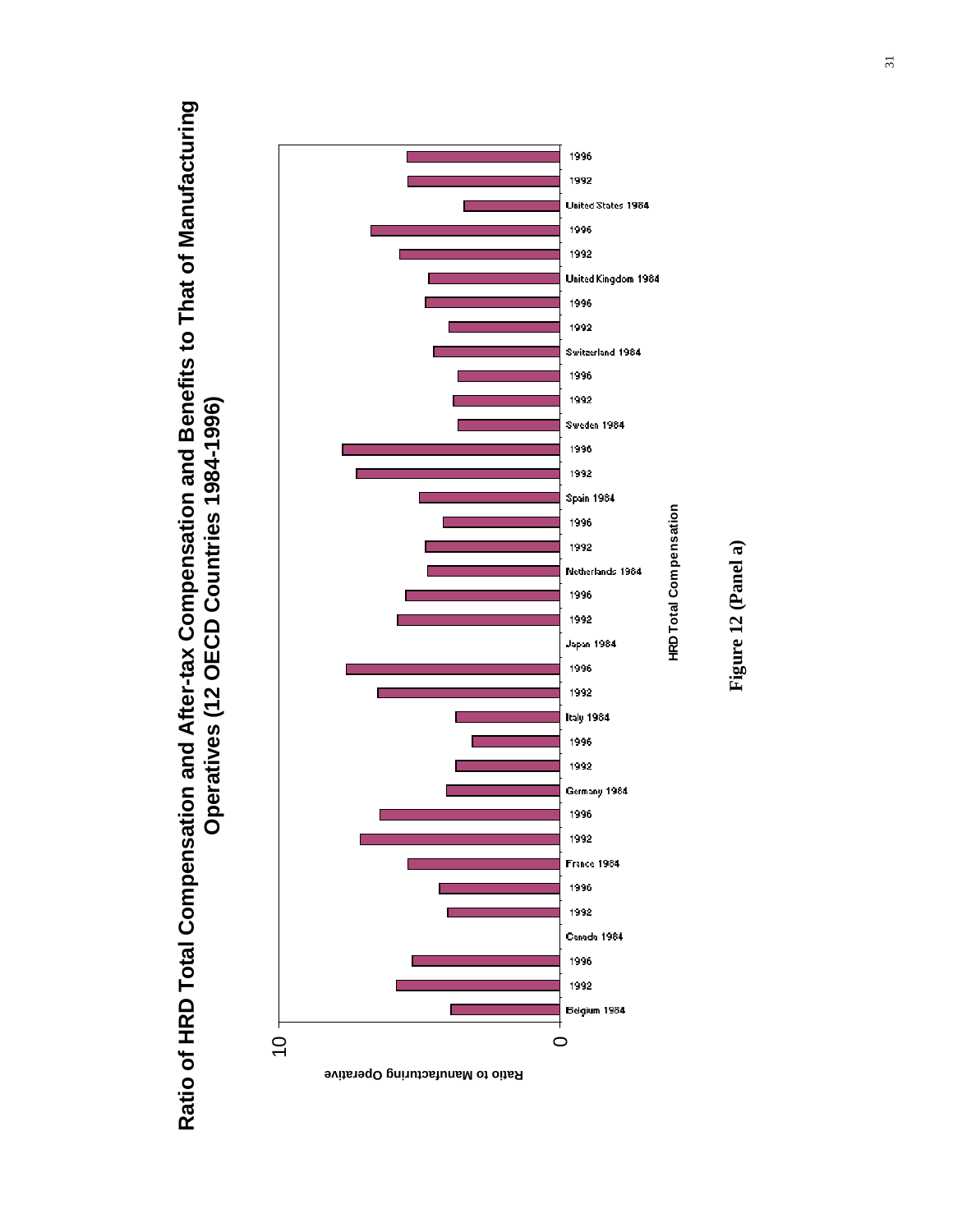# Ratio of HRD Total Compensation and After-tax Compensation and Benefits to That of Manufacturing Operatives (12 OECD Countries 1984-1996)

Ratio to Manufacturing Operative

0

10

Belgium 1984
1992
1996
Canada 1984
1992
1996
France 1984
1992
1996
Germany 1984
1992
1996
Italy 1984
1992
1996
Japan 1984
1992
1996
Netherlands 1984
1992
1996
Spain 1984
1992
1996
Sweden 1984
1992
1996
Switzerland 1984
1992
1996
United Kingdom 1984
1992
1996
United States 1984
1992
1996

HRD Total Compensation

**Figure 12 (Panel a)**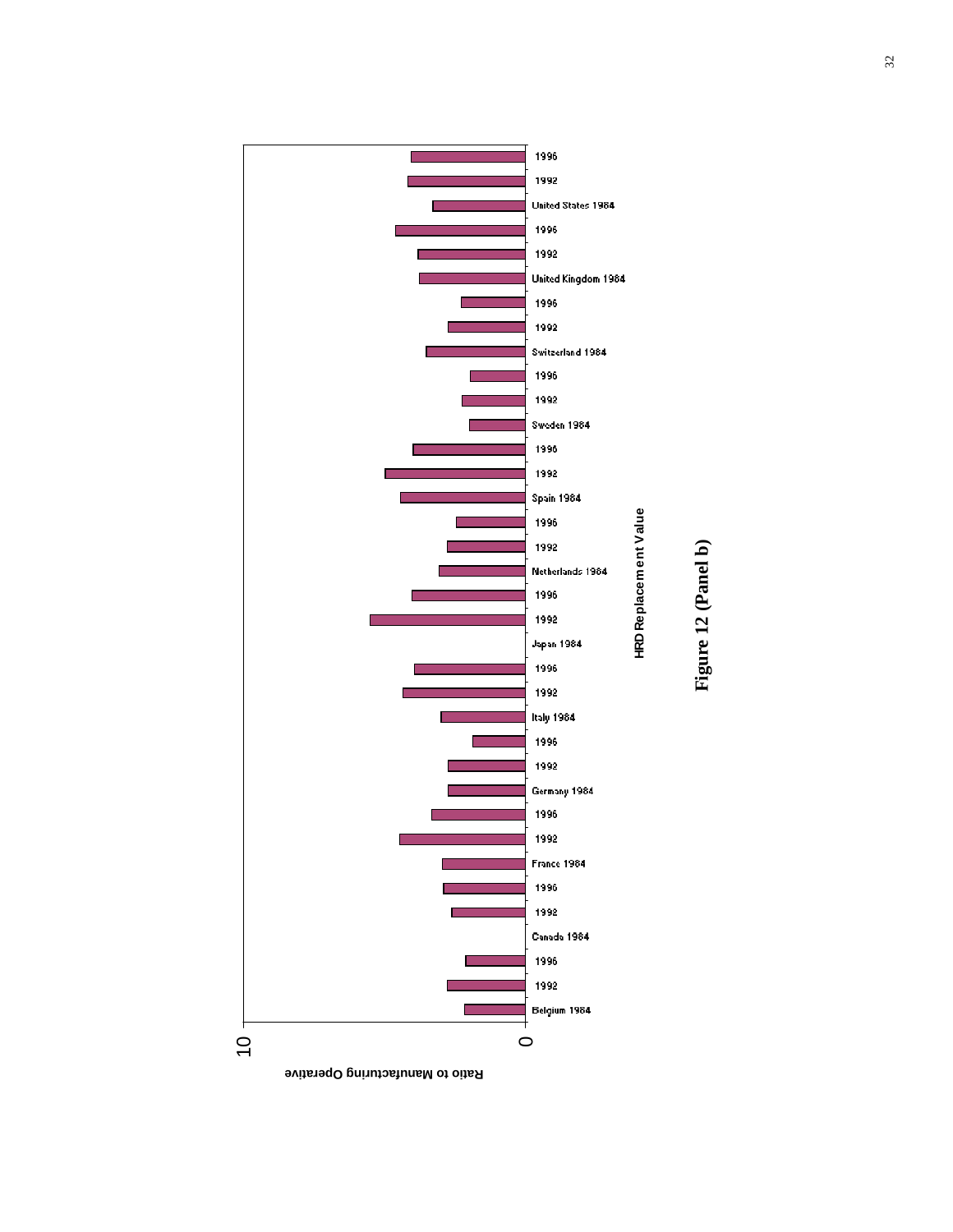Ratio to Manufacturing Operative

10

0

Belgium 1984

1992

1996

Canada 1984

1992

1996

France 1984

1992

1996

Germany 1984

1992

1996

Italy 1984

1992

1996

Japan 1984

1992

1996

Netherlands 1984

1992

1996

Spain 1984

1992

1996

Sweden 1984

1992

1996

Switzerland 1984

1992

1996

United Kingdom 1984

1992

1996

United States 1984

1992

1996

HRD Replacement Value

**Figure 12 (Panel b)**